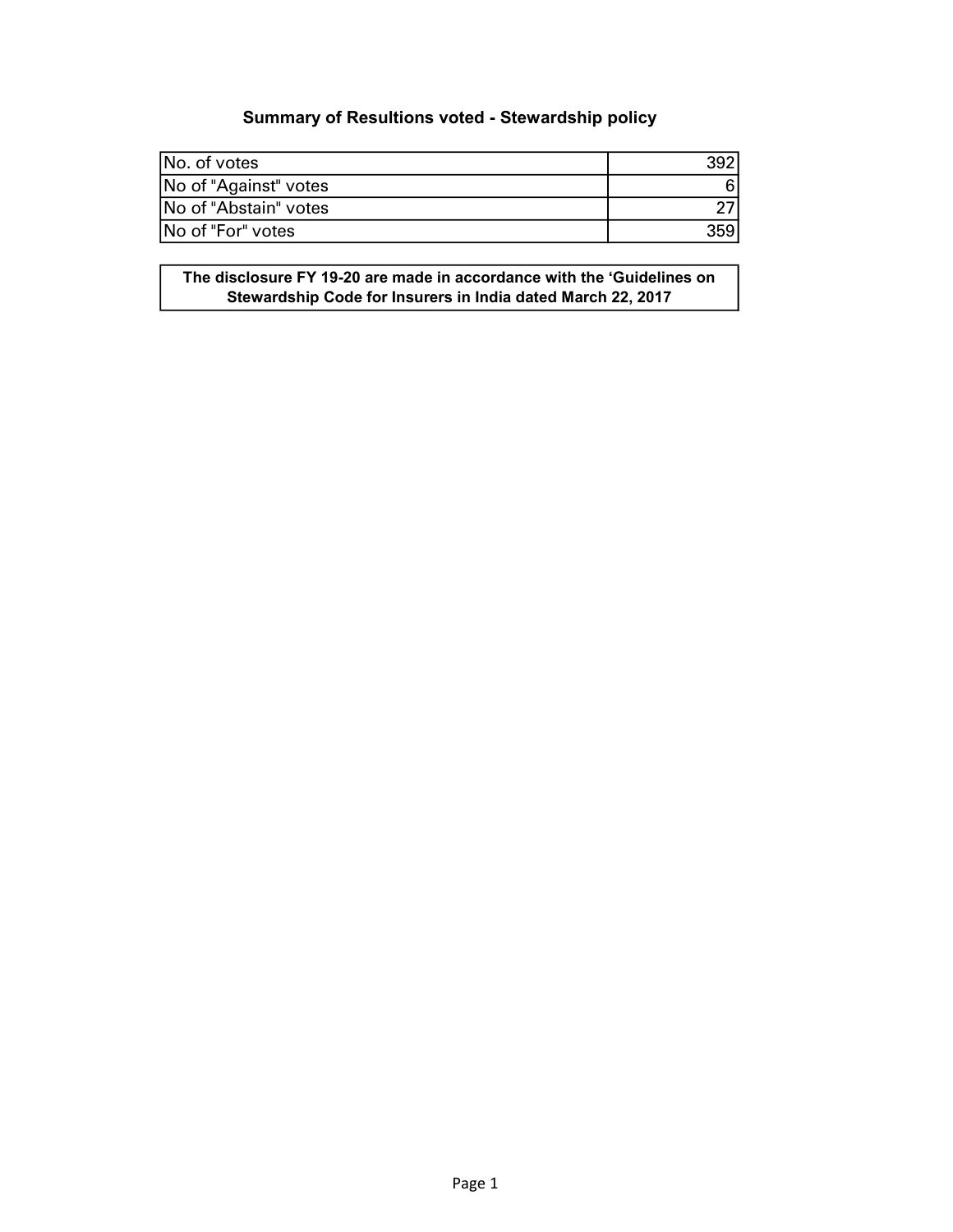# Summary of Resultions voted - Stewardship policy

| | |
|---|---|
| No. of votes | 392 |
| No of "Against" votes | 6 |
| No of "Abstain" votes | 27 |
| No of "For" votes | 359 |

**The disclosure FY 19-20 are made in accordance with the 'Guidelines on Stewardship Code for Insurers in India dated March 22, 2017**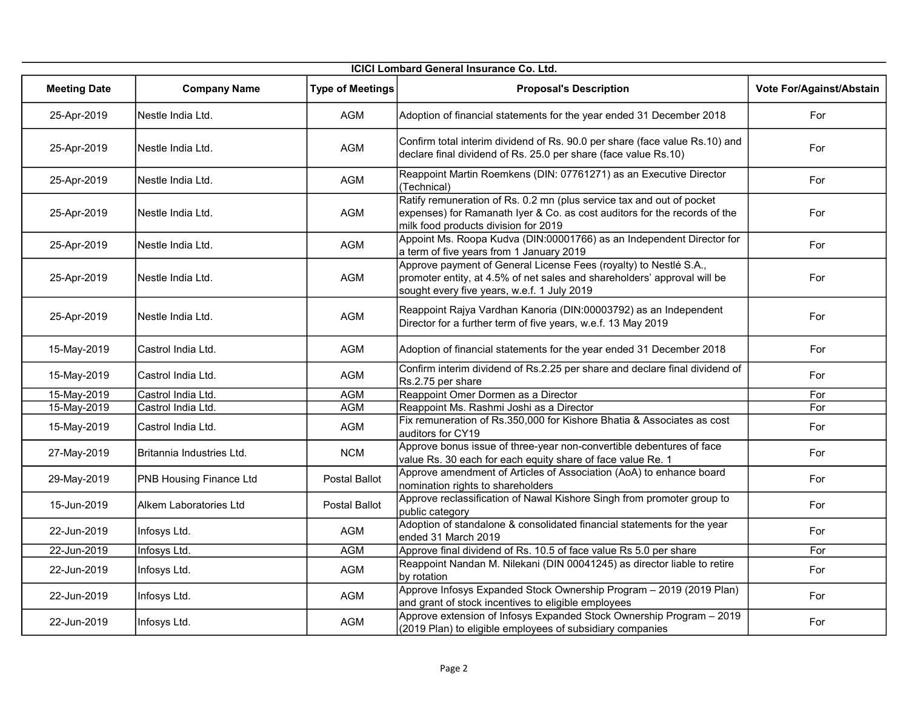| ICICI Lombard General Insurance Co. Ltd. | | | | |
|---|---|---|---|---|
| **Meeting Date** | **Company Name** | **Type of Meetings** | **Proposal's Description** | **Vote For/Against/Abstain** |
| 25-Apr-2019 | Nestle India Ltd. | AGM | Adoption of financial statements for the year ended 31 December 2018 | For |
| 25-Apr-2019 | Nestle India Ltd. | AGM | Confirm total interim dividend of Rs. 90.0 per share (face value Rs.10) and declare final dividend of Rs. 25.0 per share (face value Rs.10) | For |
| 25-Apr-2019 | Nestle India Ltd. | AGM | Reappoint Martin Roemkens (DIN: 07761271) as an Executive Director (Technical) | For |
| 25-Apr-2019 | Nestle India Ltd. | AGM | Ratify remuneration of Rs. 0.2 mn (plus service tax and out of pocket expenses) for Ramanath Iyer & Co. as cost auditors for the records of the milk food products division for 2019 | For |
| 25-Apr-2019 | Nestle India Ltd. | AGM | Appoint Ms. Roopa Kudva (DIN:00001766) as an Independent Director for a term of five years from 1 January 2019 | For |
| 25-Apr-2019 | Nestle India Ltd. | AGM | Approve payment of General License Fees (royalty) to Nestlé S.A., promoter entity, at 4.5% of net sales and shareholders' approval will be sought every five years, w.e.f. 1 July 2019 | For |
| 25-Apr-2019 | Nestle India Ltd. | AGM | Reappoint Rajya Vardhan Kanoria (DIN:00003792) as an Independent Director for a further term of five years, w.e.f. 13 May 2019 | For |
| 15-May-2019 | Castrol India Ltd. | AGM | Adoption of financial statements for the year ended 31 December 2018 | For |
| 15-May-2019 | Castrol India Ltd. | AGM | Confirm interim dividend of Rs.2.25 per share and declare final dividend of Rs.2.75 per share | For |
| 15-May-2019 | Castrol India Ltd. | AGM | Reappoint Omer Dormen as a Director | For |
| 15-May-2019 | Castrol India Ltd. | AGM | Reappoint Ms. Rashmi Joshi as a Director | For |
| 15-May-2019 | Castrol India Ltd. | AGM | Fix remuneration of Rs.350,000 for Kishore Bhatia & Associates as cost auditors for CY19 | For |
| 27-May-2019 | Britannia Industries Ltd. | NCM | Approve bonus issue of three-year non-convertible debentures of face value Rs. 30 each for each equity share of face value Re. 1 | For |
| 29-May-2019 | PNB Housing Finance Ltd | Postal Ballot | Approve amendment of Articles of Association (AoA) to enhance board nomination rights to shareholders | For |
| 15-Jun-2019 | Alkem Laboratories Ltd | Postal Ballot | Approve reclassification of Nawal Kishore Singh from promoter group to public category | For |
| 22-Jun-2019 | Infosys Ltd. | AGM | Adoption of standalone & consolidated financial statements for the year ended 31 March 2019 | For |
| 22-Jun-2019 | Infosys Ltd. | AGM | Approve final dividend of Rs. 10.5 of face value Rs 5.0 per share | For |
| 22-Jun-2019 | Infosys Ltd. | AGM | Reappoint Nandan M. Nilekani (DIN 00041245) as director liable to retire by rotation | For |
| 22-Jun-2019 | Infosys Ltd. | AGM | Approve Infosys Expanded Stock Ownership Program – 2019 (2019 Plan) and grant of stock incentives to eligible employees | For |
| 22-Jun-2019 | Infosys Ltd. | AGM | Approve extension of Infosys Expanded Stock Ownership Program – 2019 (2019 Plan) to eligible employees of subsidiary companies | For |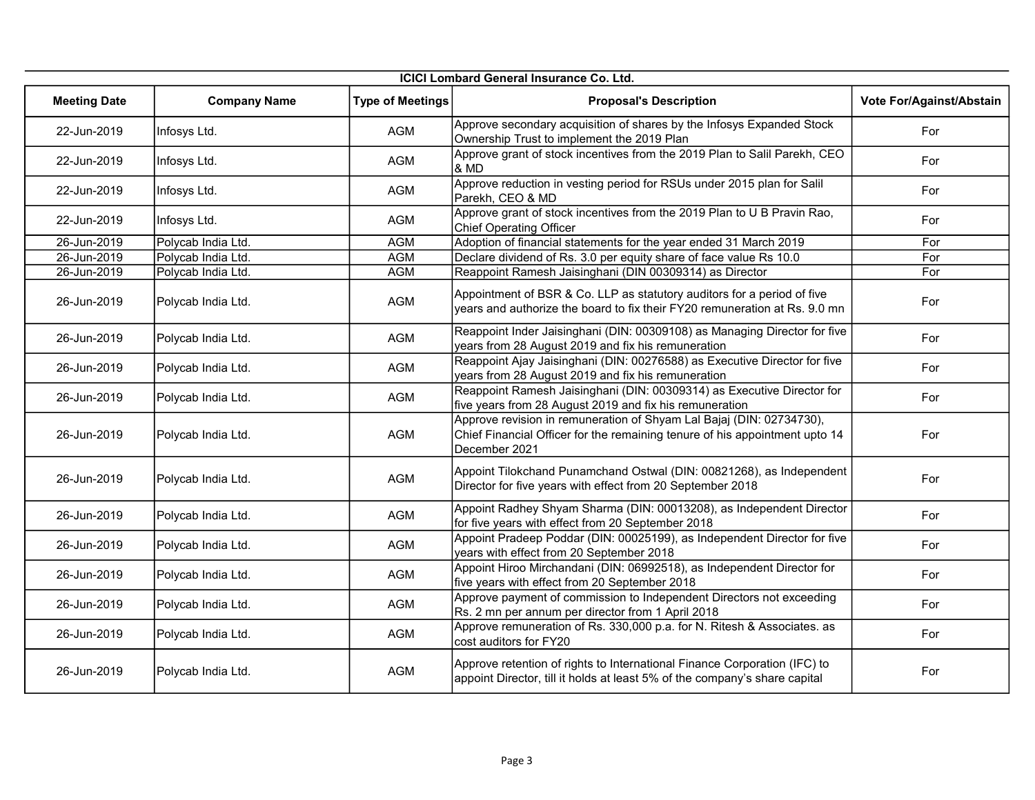| ICICI Lombard General Insurance Co. Ltd. | | | | |
|---|---|---|---|---|
| **Meeting Date** | **Company Name** | **Type of Meetings** | **Proposal's Description** | **Vote For/Against/Abstain** |
| 22-Jun-2019 | Infosys Ltd. | AGM | Approve secondary acquisition of shares by the Infosys Expanded Stock Ownership Trust to implement the 2019 Plan | For |
| 22-Jun-2019 | Infosys Ltd. | AGM | Approve grant of stock incentives from the 2019 Plan to Salil Parekh, CEO & MD | For |
| 22-Jun-2019 | Infosys Ltd. | AGM | Approve reduction in vesting period for RSUs under 2015 plan for Salil Parekh, CEO & MD | For |
| 22-Jun-2019 | Infosys Ltd. | AGM | Approve grant of stock incentives from the 2019 Plan to U B Pravin Rao, Chief Operating Officer | For |
| 26-Jun-2019 | Polycab India Ltd. | AGM | Adoption of financial statements for the year ended 31 March 2019 | For |
| 26-Jun-2019 | Polycab India Ltd. | AGM | Declare dividend of Rs. 3.0 per equity share of face value Rs 10.0 | For |
| 26-Jun-2019 | Polycab India Ltd. | AGM | Reappoint Ramesh Jaisinghani (DIN 00309314) as Director | For |
| 26-Jun-2019 | Polycab India Ltd. | AGM | Appointment of BSR & Co. LLP as statutory auditors for a period of five years and authorize the board to fix their FY20 remuneration at Rs. 9.0 mn | For |
| 26-Jun-2019 | Polycab India Ltd. | AGM | Reappoint Inder Jaisinghani (DIN: 00309108) as Managing Director for five years from 28 August 2019 and fix his remuneration | For |
| 26-Jun-2019 | Polycab India Ltd. | AGM | Reappoint Ajay Jaisinghani (DIN: 00276588) as Executive Director for five years from 28 August 2019 and fix his remuneration | For |
| 26-Jun-2019 | Polycab India Ltd. | AGM | Reappoint Ramesh Jaisinghani (DIN: 00309314) as Executive Director for five years from 28 August 2019 and fix his remuneration | For |
| 26-Jun-2019 | Polycab India Ltd. | AGM | Approve revision in remuneration of Shyam Lal Bajaj (DIN: 02734730), Chief Financial Officer for the remaining tenure of his appointment upto 14 December 2021 | For |
| 26-Jun-2019 | Polycab India Ltd. | AGM | Appoint Tilokchand Punamchand Ostwal (DIN: 00821268), as Independent Director for five years with effect from 20 September 2018 | For |
| 26-Jun-2019 | Polycab India Ltd. | AGM | Appoint Radhey Shyam Sharma (DIN: 00013208), as Independent Director for five years with effect from 20 September 2018 | For |
| 26-Jun-2019 | Polycab India Ltd. | AGM | Appoint Pradeep Poddar (DIN: 00025199), as Independent Director for five years with effect from 20 September 2018 | For |
| 26-Jun-2019 | Polycab India Ltd. | AGM | Appoint Hiroo Mirchandani (DIN: 06992518), as Independent Director for five years with effect from 20 September 2018 | For |
| 26-Jun-2019 | Polycab India Ltd. | AGM | Approve payment of commission to Independent Directors not exceeding Rs. 2 mn per annum per director from 1 April 2018 | For |
| 26-Jun-2019 | Polycab India Ltd. | AGM | Approve remuneration of Rs. 330,000 p.a. for N. Ritesh & Associates. as cost auditors for FY20 | For |
| 26-Jun-2019 | Polycab India Ltd. | AGM | Approve retention of rights to International Finance Corporation (IFC) to appoint Director, till it holds at least 5% of the company's share capital | For |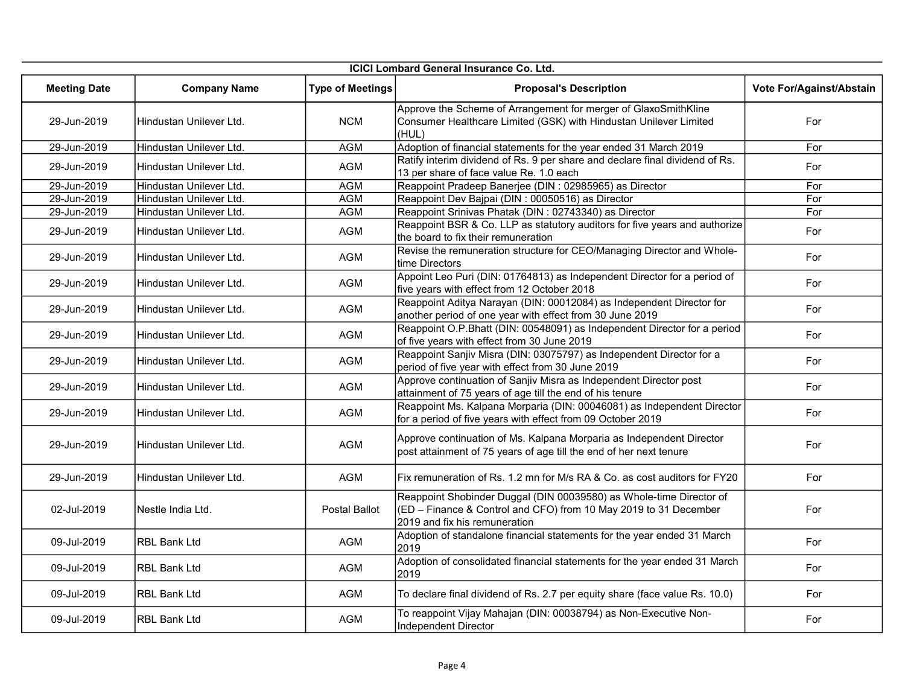**ICICI Lombard General Insurance Co. Ltd.**

| Meeting Date | Company Name | Type of Meetings | Proposal's Description | Vote For/Against/Abstain |
|---|---|---|---|---|
| 29-Jun-2019 | Hindustan Unilever Ltd. | NCM | Approve the Scheme of Arrangement for merger of GlaxoSmithKline Consumer Healthcare Limited (GSK) with Hindustan Unilever Limited (HUL) | For |
| 29-Jun-2019 | Hindustan Unilever Ltd. | AGM | Adoption of financial statements for the year ended 31 March 2019 | For |
| 29-Jun-2019 | Hindustan Unilever Ltd. | AGM | Ratify interim dividend of Rs. 9 per share and declare final dividend of Rs. 13 per share of face value Re. 1.0 each | For |
| 29-Jun-2019 | Hindustan Unilever Ltd. | AGM | Reappoint Pradeep Banerjee (DIN : 02985965) as Director | For |
| 29-Jun-2019 | Hindustan Unilever Ltd. | AGM | Reappoint Dev Bajpai (DIN : 00050516) as Director | For |
| 29-Jun-2019 | Hindustan Unilever Ltd. | AGM | Reappoint Srinivas Phatak (DIN : 02743340) as Director | For |
| 29-Jun-2019 | Hindustan Unilever Ltd. | AGM | Reappoint BSR & Co. LLP as statutory auditors for five years and authorize the board to fix their remuneration | For |
| 29-Jun-2019 | Hindustan Unilever Ltd. | AGM | Revise the remuneration structure for CEO/Managing Director and Whole-time Directors | For |
| 29-Jun-2019 | Hindustan Unilever Ltd. | AGM | Appoint Leo Puri (DIN: 01764813) as Independent Director for a period of five years with effect from 12 October 2018 | For |
| 29-Jun-2019 | Hindustan Unilever Ltd. | AGM | Reappoint Aditya Narayan (DIN: 00012084) as Independent Director for another period of one year with effect from 30 June 2019 | For |
| 29-Jun-2019 | Hindustan Unilever Ltd. | AGM | Reappoint O.P.Bhatt (DIN: 00548091) as Independent Director for a period of five years with effect from 30 June 2019 | For |
| 29-Jun-2019 | Hindustan Unilever Ltd. | AGM | Reappoint Sanjiv Misra (DIN: 03075797) as Independent Director for a period of five year with effect from 30 June 2019 | For |
| 29-Jun-2019 | Hindustan Unilever Ltd. | AGM | Approve continuation of Sanjiv Misra as Independent Director post attainment of 75 years of age till the end of his tenure | For |
| 29-Jun-2019 | Hindustan Unilever Ltd. | AGM | Reappoint Ms. Kalpana Morparia (DIN: 00046081) as Independent Director for a period of five years with effect from 09 October 2019 | For |
| 29-Jun-2019 | Hindustan Unilever Ltd. | AGM | Approve continuation of Ms. Kalpana Morparia as Independent Director post attainment of 75 years of age till the end of her next tenure | For |
| 29-Jun-2019 | Hindustan Unilever Ltd. | AGM | Fix remuneration of Rs. 1.2 mn for M/s RA & Co. as cost auditors for FY20 | For |
| 02-Jul-2019 | Nestle India Ltd. | Postal Ballot | Reappoint Shobinder Duggal (DIN 00039580) as Whole-time Director of (ED – Finance & Control and CFO) from 10 May 2019 to 31 December 2019 and fix his remuneration | For |
| 09-Jul-2019 | RBL Bank Ltd | AGM | Adoption of standalone financial statements for the year ended 31 March 2019 | For |
| 09-Jul-2019 | RBL Bank Ltd | AGM | Adoption of consolidated financial statements for the year ended 31 March 2019 | For |
| 09-Jul-2019 | RBL Bank Ltd | AGM | To declare final dividend of Rs. 2.7 per equity share (face value Rs. 10.0) | For |
| 09-Jul-2019 | RBL Bank Ltd | AGM | To reappoint Vijay Mahajan (DIN: 00038794) as Non-Executive Non-Independent Director | For |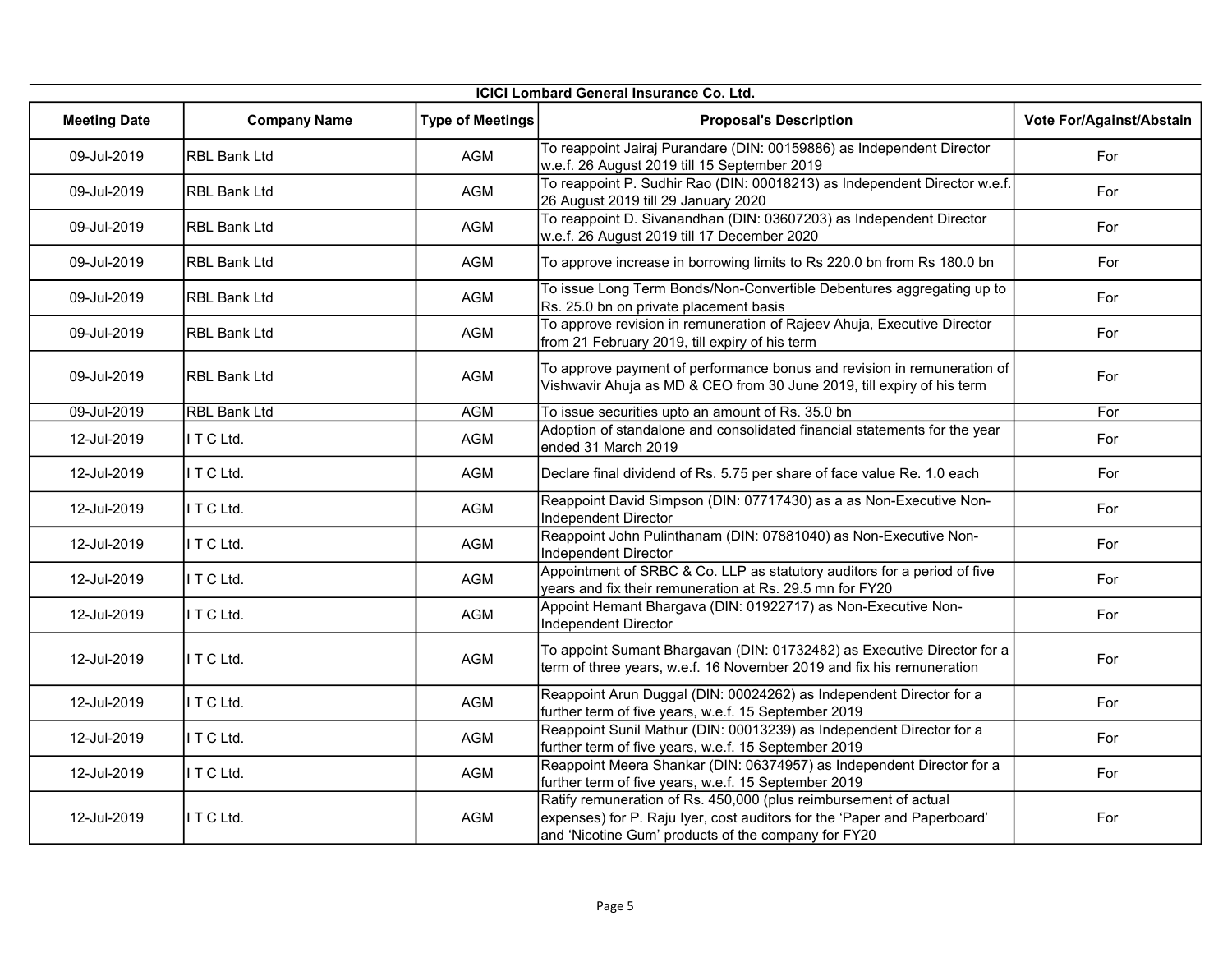| ICICI Lombard General Insurance Co. Ltd. | | | | |
|---|---|---|---|---|
| **Meeting Date** | **Company Name** | **Type of Meetings** | **Proposal's Description** | **Vote For/Against/Abstain** |
| 09-Jul-2019 | RBL Bank Ltd | AGM | To reappoint Jairaj Purandare (DIN: 00159886) as Independent Director w.e.f. 26 August 2019 till 15 September 2019 | For |
| 09-Jul-2019 | RBL Bank Ltd | AGM | To reappoint P. Sudhir Rao (DIN: 00018213) as Independent Director w.e.f. 26 August 2019 till 29 January 2020 | For |
| 09-Jul-2019 | RBL Bank Ltd | AGM | To reappoint D. Sivanandhan (DIN: 03607203) as Independent Director w.e.f. 26 August 2019 till 17 December 2020 | For |
| 09-Jul-2019 | RBL Bank Ltd | AGM | To approve increase in borrowing limits to Rs 220.0 bn from Rs 180.0 bn | For |
| 09-Jul-2019 | RBL Bank Ltd | AGM | To issue Long Term Bonds/Non-Convertible Debentures aggregating up to Rs. 25.0 bn on private placement basis | For |
| 09-Jul-2019 | RBL Bank Ltd | AGM | To approve revision in remuneration of Rajeev Ahuja, Executive Director from 21 February 2019, till expiry of his term | For |
| 09-Jul-2019 | RBL Bank Ltd | AGM | To approve payment of performance bonus and revision in remuneration of Vishwavir Ahuja as MD & CEO from 30 June 2019, till expiry of his term | For |
| 09-Jul-2019 | RBL Bank Ltd | AGM | To issue securities upto an amount of Rs. 35.0 bn | For |
| 12-Jul-2019 | I T C Ltd. | AGM | Adoption of standalone and consolidated financial statements for the year ended 31 March 2019 | For |
| 12-Jul-2019 | I T C Ltd. | AGM | Declare final dividend of Rs. 5.75 per share of face value Re. 1.0 each | For |
| 12-Jul-2019 | I T C Ltd. | AGM | Reappoint David Simpson (DIN: 07717430) as a as Non-Executive Non-Independent Director | For |
| 12-Jul-2019 | I T C Ltd. | AGM | Reappoint John Pulinthanam (DIN: 07881040) as Non-Executive Non-Independent Director | For |
| 12-Jul-2019 | I T C Ltd. | AGM | Appointment of SRBC & Co. LLP as statutory auditors for a period of five years and fix their remuneration at Rs. 29.5 mn for FY20 | For |
| 12-Jul-2019 | I T C Ltd. | AGM | Appoint Hemant Bhargava (DIN: 01922717) as Non-Executive Non-Independent Director | For |
| 12-Jul-2019 | I T C Ltd. | AGM | To appoint Sumant Bhargavan (DIN: 01732482) as Executive Director for a term of three years, w.e.f. 16 November 2019 and fix his remuneration | For |
| 12-Jul-2019 | I T C Ltd. | AGM | Reappoint Arun Duggal (DIN: 00024262) as Independent Director for a further term of five years, w.e.f. 15 September 2019 | For |
| 12-Jul-2019 | I T C Ltd. | AGM | Reappoint Sunil Mathur (DIN: 00013239) as Independent Director for a further term of five years, w.e.f. 15 September 2019 | For |
| 12-Jul-2019 | I T C Ltd. | AGM | Reappoint Meera Shankar (DIN: 06374957) as Independent Director for a further term of five years, w.e.f. 15 September 2019 | For |
| 12-Jul-2019 | I T C Ltd. | AGM | Ratify remuneration of Rs. 450,000 (plus reimbursement of actual expenses) for P. Raju Iyer, cost auditors for the 'Paper and Paperboard' and 'Nicotine Gum' products of the company for FY20 | For |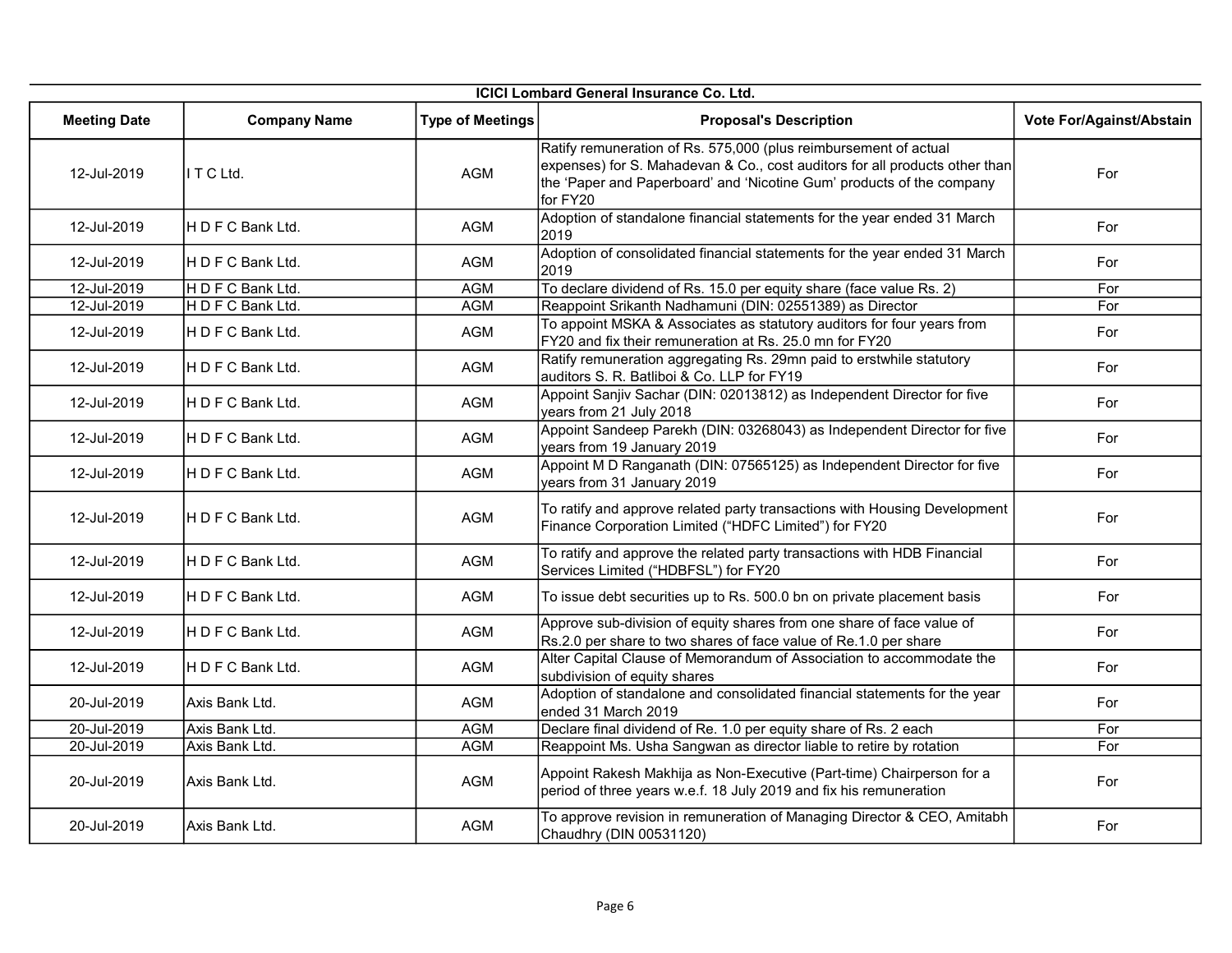**ICICI Lombard General Insurance Co. Ltd.**

| Meeting Date | Company Name | Type of Meetings | Proposal's Description | Vote For/Against/Abstain |
|---|---|---|---|---|
| 12-Jul-2019 | I T C Ltd. | AGM | Ratify remuneration of Rs. 575,000 (plus reimbursement of actual expenses) for S. Mahadevan & Co., cost auditors for all products other than the 'Paper and Paperboard' and 'Nicotine Gum' products of the company for FY20 | For |
| 12-Jul-2019 | H D F C Bank Ltd. | AGM | Adoption of standalone financial statements for the year ended 31 March 2019 | For |
| 12-Jul-2019 | H D F C Bank Ltd. | AGM | Adoption of consolidated financial statements for the year ended 31 March 2019 | For |
| 12-Jul-2019 | H D F C Bank Ltd. | AGM | To declare dividend of Rs. 15.0 per equity share (face value Rs. 2) | For |
| 12-Jul-2019 | H D F C Bank Ltd. | AGM | Reappoint Srikanth Nadhamuni (DIN: 02551389) as Director | For |
| 12-Jul-2019 | H D F C Bank Ltd. | AGM | To appoint MSKA & Associates as statutory auditors for four years from FY20 and fix their remuneration at Rs. 25.0 mn for FY20 | For |
| 12-Jul-2019 | H D F C Bank Ltd. | AGM | Ratify remuneration aggregating Rs. 29mn paid to erstwhile statutory auditors S. R. Batliboi & Co. LLP for FY19 | For |
| 12-Jul-2019 | H D F C Bank Ltd. | AGM | Appoint Sanjiv Sachar (DIN: 02013812) as Independent Director for five years from 21 July 2018 | For |
| 12-Jul-2019 | H D F C Bank Ltd. | AGM | Appoint Sandeep Parekh (DIN: 03268043) as Independent Director for five years from 19 January 2019 | For |
| 12-Jul-2019 | H D F C Bank Ltd. | AGM | Appoint M D Ranganath (DIN: 07565125) as Independent Director for five years from 31 January 2019 | For |
| 12-Jul-2019 | H D F C Bank Ltd. | AGM | To ratify and approve related party transactions with Housing Development Finance Corporation Limited ("HDFC Limited") for FY20 | For |
| 12-Jul-2019 | H D F C Bank Ltd. | AGM | To ratify and approve the related party transactions with HDB Financial Services Limited ("HDBFSL") for FY20 | For |
| 12-Jul-2019 | H D F C Bank Ltd. | AGM | To issue debt securities up to Rs. 500.0 bn on private placement basis | For |
| 12-Jul-2019 | H D F C Bank Ltd. | AGM | Approve sub-division of equity shares from one share of face value of Rs.2.0 per share to two shares of face value of Re.1.0 per share | For |
| 12-Jul-2019 | H D F C Bank Ltd. | AGM | Alter Capital Clause of Memorandum of Association to accommodate the subdivision of equity shares | For |
| 20-Jul-2019 | Axis Bank Ltd. | AGM | Adoption of standalone and consolidated financial statements for the year ended 31 March 2019 | For |
| 20-Jul-2019 | Axis Bank Ltd. | AGM | Declare final dividend of Re. 1.0 per equity share of Rs. 2 each | For |
| 20-Jul-2019 | Axis Bank Ltd. | AGM | Reappoint Ms. Usha Sangwan as director liable to retire by rotation | For |
| 20-Jul-2019 | Axis Bank Ltd. | AGM | Appoint Rakesh Makhija as Non-Executive (Part-time) Chairperson for a period of three years w.e.f. 18 July 2019 and fix his remuneration | For |
| 20-Jul-2019 | Axis Bank Ltd. | AGM | To approve revision in remuneration of Managing Director & CEO, Amitabh Chaudhry (DIN 00531120) | For |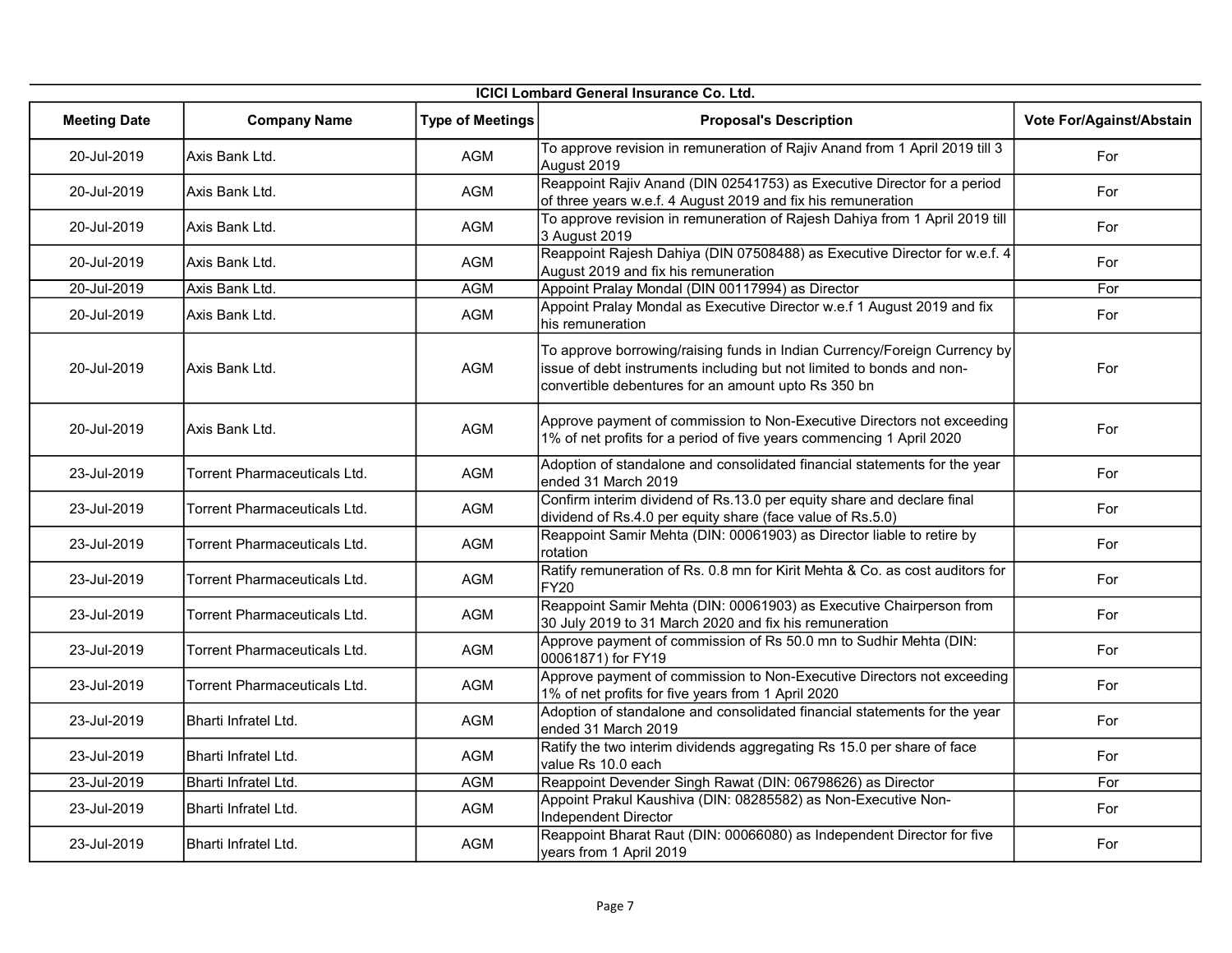**ICICI Lombard General Insurance Co. Ltd.**

| Meeting Date | Company Name | Type of Meetings | Proposal's Description | Vote For/Against/Abstain |
|---|---|---|---|---|
| 20-Jul-2019 | Axis Bank Ltd. | AGM | To approve revision in remuneration of Rajiv Anand from 1 April 2019 till 3 August 2019 | For |
| 20-Jul-2019 | Axis Bank Ltd. | AGM | Reappoint Rajiv Anand (DIN 02541753) as Executive Director for a period of three years w.e.f. 4 August 2019 and fix his remuneration | For |
| 20-Jul-2019 | Axis Bank Ltd. | AGM | To approve revision in remuneration of Rajesh Dahiya from 1 April 2019 till 3 August 2019 | For |
| 20-Jul-2019 | Axis Bank Ltd. | AGM | Reappoint Rajesh Dahiya (DIN 07508488) as Executive Director for w.e.f. 4 August 2019 and fix his remuneration | For |
| 20-Jul-2019 | Axis Bank Ltd. | AGM | Appoint Pralay Mondal (DIN 00117994) as Director | For |
| 20-Jul-2019 | Axis Bank Ltd. | AGM | Appoint Pralay Mondal as Executive Director w.e.f 1 August 2019 and fix his remuneration | For |
| 20-Jul-2019 | Axis Bank Ltd. | AGM | To approve borrowing/raising funds in Indian Currency/Foreign Currency by issue of debt instruments including but not limited to bonds and non-convertible debentures for an amount upto Rs 350 bn | For |
| 20-Jul-2019 | Axis Bank Ltd. | AGM | Approve payment of commission to Non-Executive Directors not exceeding 1% of net profits for a period of five years commencing 1 April 2020 | For |
| 23-Jul-2019 | Torrent Pharmaceuticals Ltd. | AGM | Adoption of standalone and consolidated financial statements for the year ended 31 March 2019 | For |
| 23-Jul-2019 | Torrent Pharmaceuticals Ltd. | AGM | Confirm interim dividend of Rs.13.0 per equity share and declare final dividend of Rs.4.0 per equity share (face value of Rs.5.0) | For |
| 23-Jul-2019 | Torrent Pharmaceuticals Ltd. | AGM | Reappoint Samir Mehta (DIN: 00061903) as Director liable to retire by rotation | For |
| 23-Jul-2019 | Torrent Pharmaceuticals Ltd. | AGM | Ratify remuneration of Rs. 0.8 mn for Kirit Mehta & Co. as cost auditors for FY20 | For |
| 23-Jul-2019 | Torrent Pharmaceuticals Ltd. | AGM | Reappoint Samir Mehta (DIN: 00061903) as Executive Chairperson from 30 July 2019 to 31 March 2020 and fix his remuneration | For |
| 23-Jul-2019 | Torrent Pharmaceuticals Ltd. | AGM | Approve payment of commission of Rs 50.0 mn to Sudhir Mehta (DIN: 00061871) for FY19 | For |
| 23-Jul-2019 | Torrent Pharmaceuticals Ltd. | AGM | Approve payment of commission to Non-Executive Directors not exceeding 1% of net profits for five years from 1 April 2020 | For |
| 23-Jul-2019 | Bharti Infratel Ltd. | AGM | Adoption of standalone and consolidated financial statements for the year ended 31 March 2019 | For |
| 23-Jul-2019 | Bharti Infratel Ltd. | AGM | Ratify the two interim dividends aggregating Rs 15.0 per share of face value Rs 10.0 each | For |
| 23-Jul-2019 | Bharti Infratel Ltd. | AGM | Reappoint Devender Singh Rawat (DIN: 06798626) as Director | For |
| 23-Jul-2019 | Bharti Infratel Ltd. | AGM | Appoint Prakul Kaushiva (DIN: 08285582) as Non-Executive Non-Independent Director | For |
| 23-Jul-2019 | Bharti Infratel Ltd. | AGM | Reappoint Bharat Raut (DIN: 00066080) as Independent Director for five years from 1 April 2019 | For |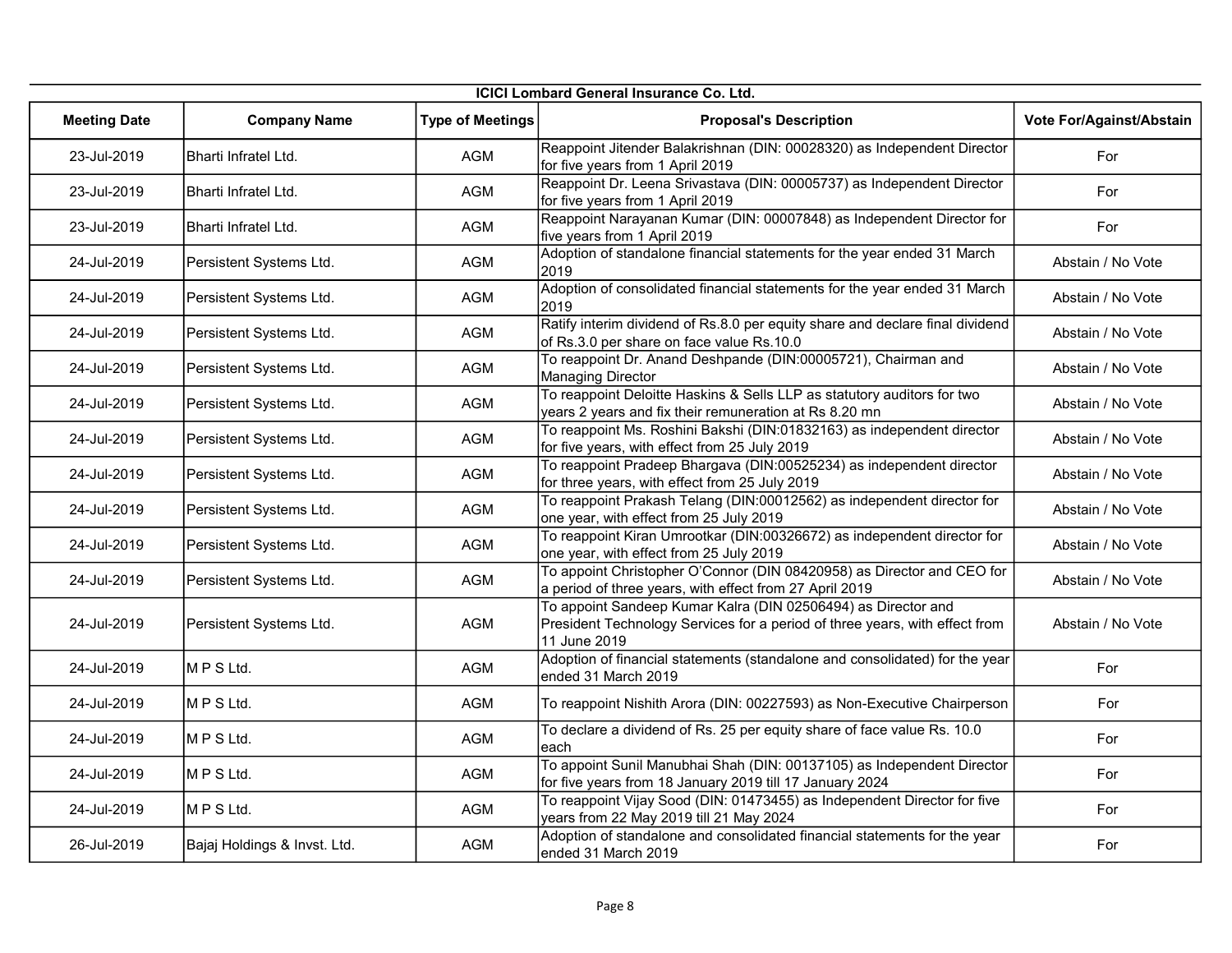**ICICI Lombard General Insurance Co. Ltd.**

| Meeting Date | Company Name | Type of Meetings | Proposal's Description | Vote For/Against/Abstain |
|---|---|---|---|---|
| 23-Jul-2019 | Bharti Infratel Ltd. | AGM | Reappoint Jitender Balakrishnan (DIN: 00028320) as Independent Director for five years from 1 April 2019 | For |
| 23-Jul-2019 | Bharti Infratel Ltd. | AGM | Reappoint Dr. Leena Srivastava (DIN: 00005737) as Independent Director for five years from 1 April 2019 | For |
| 23-Jul-2019 | Bharti Infratel Ltd. | AGM | Reappoint Narayanan Kumar (DIN: 00007848) as Independent Director for five years from 1 April 2019 | For |
| 24-Jul-2019 | Persistent Systems Ltd. | AGM | Adoption of standalone financial statements for the year ended 31 March 2019 | Abstain / No Vote |
| 24-Jul-2019 | Persistent Systems Ltd. | AGM | Adoption of consolidated financial statements for the year ended 31 March 2019 | Abstain / No Vote |
| 24-Jul-2019 | Persistent Systems Ltd. | AGM | Ratify interim dividend of Rs.8.0 per equity share and declare final dividend of Rs.3.0 per share on face value Rs.10.0 | Abstain / No Vote |
| 24-Jul-2019 | Persistent Systems Ltd. | AGM | To reappoint Dr. Anand Deshpande (DIN:00005721), Chairman and Managing Director | Abstain / No Vote |
| 24-Jul-2019 | Persistent Systems Ltd. | AGM | To reappoint Deloitte Haskins & Sells LLP as statutory auditors for two years 2 years and fix their remuneration at Rs 8.20 mn | Abstain / No Vote |
| 24-Jul-2019 | Persistent Systems Ltd. | AGM | To reappoint Ms. Roshini Bakshi (DIN:01832163) as independent director for five years, with effect from 25 July 2019 | Abstain / No Vote |
| 24-Jul-2019 | Persistent Systems Ltd. | AGM | To reappoint Pradeep Bhargava (DIN:00525234) as independent director for three years, with effect from 25 July 2019 | Abstain / No Vote |
| 24-Jul-2019 | Persistent Systems Ltd. | AGM | To reappoint Prakash Telang (DIN:00012562) as independent director for one year, with effect from 25 July 2019 | Abstain / No Vote |
| 24-Jul-2019 | Persistent Systems Ltd. | AGM | To reappoint Kiran Umrootkar (DIN:00326672) as independent director for one year, with effect from 25 July 2019 | Abstain / No Vote |
| 24-Jul-2019 | Persistent Systems Ltd. | AGM | To appoint Christopher O'Connor (DIN 08420958) as Director and CEO for a period of three years, with effect from 27 April 2019 | Abstain / No Vote |
| 24-Jul-2019 | Persistent Systems Ltd. | AGM | To appoint Sandeep Kumar Kalra (DIN 02506494) as Director and President Technology Services for a period of three years, with effect from 11 June 2019 | Abstain / No Vote |
| 24-Jul-2019 | M P S Ltd. | AGM | Adoption of financial statements (standalone and consolidated) for the year ended 31 March 2019 | For |
| 24-Jul-2019 | M P S Ltd. | AGM | To reappoint Nishith Arora (DIN: 00227593) as Non-Executive Chairperson | For |
| 24-Jul-2019 | M P S Ltd. | AGM | To declare a dividend of Rs. 25 per equity share of face value Rs. 10.0 each | For |
| 24-Jul-2019 | M P S Ltd. | AGM | To appoint Sunil Manubhai Shah (DIN: 00137105) as Independent Director for five years from 18 January 2019 till 17 January 2024 | For |
| 24-Jul-2019 | M P S Ltd. | AGM | To reappoint Vijay Sood (DIN: 01473455) as Independent Director for five years from 22 May 2019 till 21 May 2024 | For |
| 26-Jul-2019 | Bajaj Holdings & Invst. Ltd. | AGM | Adoption of standalone and consolidated financial statements for the year ended 31 March 2019 | For |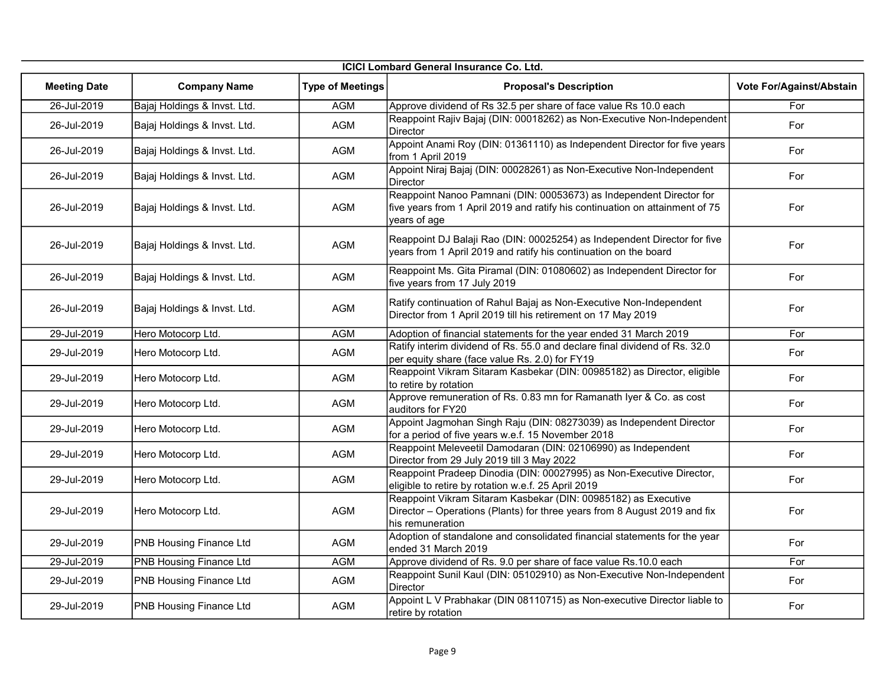**ICICI Lombard General Insurance Co. Ltd.**

| Meeting Date | Company Name | Type of Meetings | Proposal's Description | Vote For/Against/Abstain |
|---|---|---|---|---|
| 26-Jul-2019 | Bajaj Holdings & Invst. Ltd. | AGM | Approve dividend of Rs 32.5 per share of face value Rs 10.0 each | For |
| 26-Jul-2019 | Bajaj Holdings & Invst. Ltd. | AGM | Reappoint Rajiv Bajaj (DIN: 00018262) as Non-Executive Non-Independent Director | For |
| 26-Jul-2019 | Bajaj Holdings & Invst. Ltd. | AGM | Appoint Anami Roy (DIN: 01361110) as Independent Director for five years from 1 April 2019 | For |
| 26-Jul-2019 | Bajaj Holdings & Invst. Ltd. | AGM | Appoint Niraj Bajaj (DIN: 00028261) as Non-Executive Non-Independent Director | For |
| 26-Jul-2019 | Bajaj Holdings & Invst. Ltd. | AGM | Reappoint Nanoo Pamnani (DIN: 00053673) as Independent Director for five years from 1 April 2019 and ratify his continuation on attainment of 75 years of age | For |
| 26-Jul-2019 | Bajaj Holdings & Invst. Ltd. | AGM | Reappoint DJ Balaji Rao (DIN: 00025254) as Independent Director for five years from 1 April 2019 and ratify his continuation on the board | For |
| 26-Jul-2019 | Bajaj Holdings & Invst. Ltd. | AGM | Reappoint Ms. Gita Piramal (DIN: 01080602) as Independent Director for five years from 17 July 2019 | For |
| 26-Jul-2019 | Bajaj Holdings & Invst. Ltd. | AGM | Ratify continuation of Rahul Bajaj as Non-Executive Non-Independent Director from 1 April 2019 till his retirement on 17 May 2019 | For |
| 29-Jul-2019 | Hero Motocorp Ltd. | AGM | Adoption of financial statements for the year ended 31 March 2019 | For |
| 29-Jul-2019 | Hero Motocorp Ltd. | AGM | Ratify interim dividend of Rs. 55.0 and declare final dividend of Rs. 32.0 per equity share (face value Rs. 2.0) for FY19 | For |
| 29-Jul-2019 | Hero Motocorp Ltd. | AGM | Reappoint Vikram Sitaram Kasbekar (DIN: 00985182) as Director, eligible to retire by rotation | For |
| 29-Jul-2019 | Hero Motocorp Ltd. | AGM | Approve remuneration of Rs. 0.83 mn for Ramanath Iyer & Co. as cost auditors for FY20 | For |
| 29-Jul-2019 | Hero Motocorp Ltd. | AGM | Appoint Jagmohan Singh Raju (DIN: 08273039) as Independent Director for a period of five years w.e.f. 15 November 2018 | For |
| 29-Jul-2019 | Hero Motocorp Ltd. | AGM | Reappoint Meleveetil Damodaran (DIN: 02106990) as Independent Director from 29 July 2019 till 3 May 2022 | For |
| 29-Jul-2019 | Hero Motocorp Ltd. | AGM | Reappoint Pradeep Dinodia (DIN: 00027995) as Non-Executive Director, eligible to retire by rotation w.e.f. 25 April 2019 | For |
| 29-Jul-2019 | Hero Motocorp Ltd. | AGM | Reappoint Vikram Sitaram Kasbekar (DIN: 00985182) as Executive Director – Operations (Plants) for three years from 8 August 2019 and fix his remuneration | For |
| 29-Jul-2019 | PNB Housing Finance Ltd | AGM | Adoption of standalone and consolidated financial statements for the year ended 31 March 2019 | For |
| 29-Jul-2019 | PNB Housing Finance Ltd | AGM | Approve dividend of Rs. 9.0 per share of face value Rs.10.0 each | For |
| 29-Jul-2019 | PNB Housing Finance Ltd | AGM | Reappoint Sunil Kaul (DIN: 05102910) as Non-Executive Non-Independent Director | For |
| 29-Jul-2019 | PNB Housing Finance Ltd | AGM | Appoint L V Prabhakar (DIN 08110715) as Non-executive Director liable to retire by rotation | For |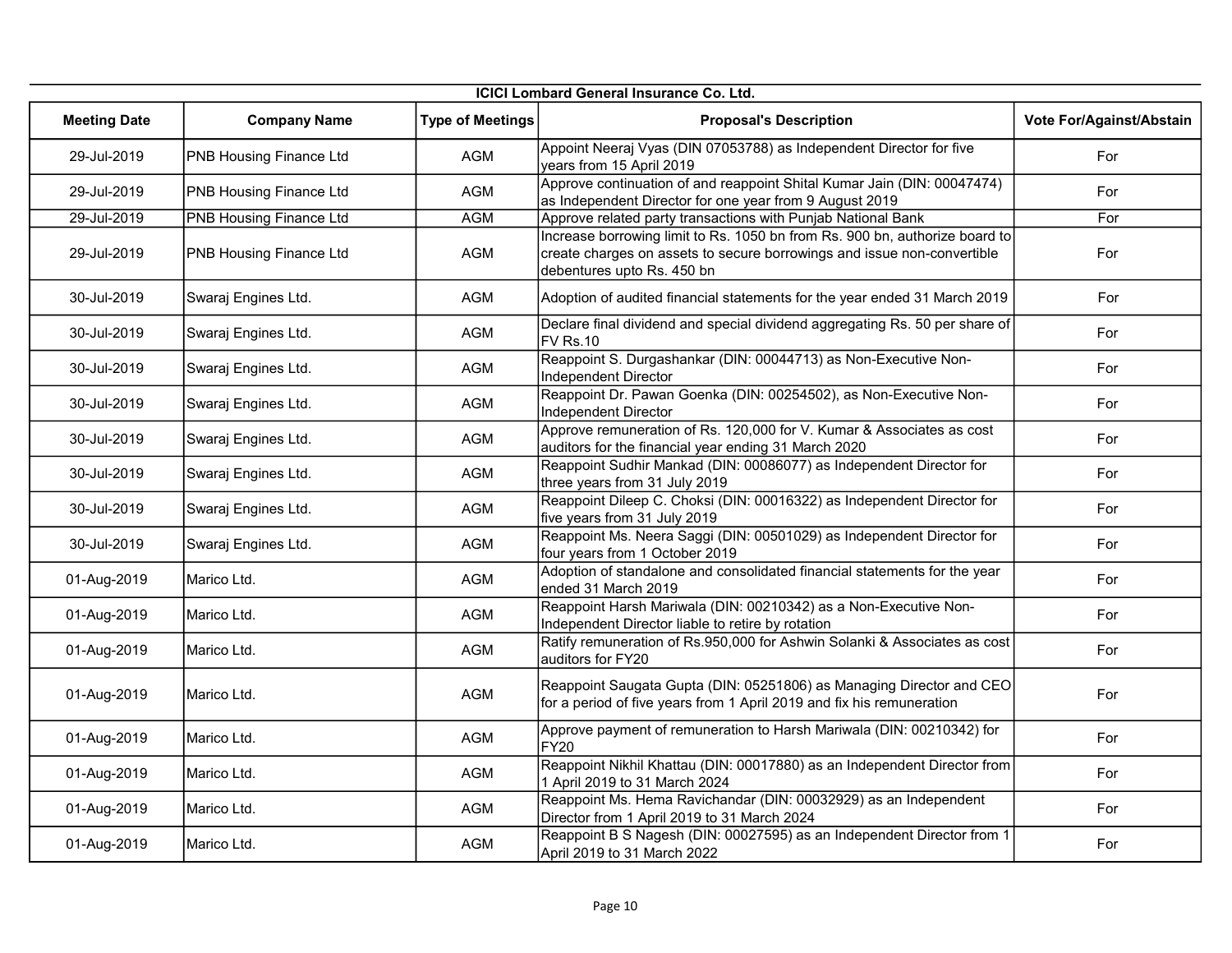| ICICI Lombard General Insurance Co. Ltd. | | | | |
|---|---|---|---|---|
| **Meeting Date** | **Company Name** | **Type of Meetings** | **Proposal's Description** | **Vote For/Against/Abstain** |
| 29-Jul-2019 | PNB Housing Finance Ltd | AGM | Appoint Neeraj Vyas (DIN 07053788) as Independent Director for five years from 15 April 2019 | For |
| 29-Jul-2019 | PNB Housing Finance Ltd | AGM | Approve continuation of and reappoint Shital Kumar Jain (DIN: 00047474) as Independent Director for one year from 9 August 2019 | For |
| 29-Jul-2019 | PNB Housing Finance Ltd | AGM | Approve related party transactions with Punjab National Bank | For |
| 29-Jul-2019 | PNB Housing Finance Ltd | AGM | Increase borrowing limit to Rs. 1050 bn from Rs. 900 bn, authorize board to create charges on assets to secure borrowings and issue non-convertible debentures upto Rs. 450 bn | For |
| 30-Jul-2019 | Swaraj Engines Ltd. | AGM | Adoption of audited financial statements for the year ended 31 March 2019 | For |
| 30-Jul-2019 | Swaraj Engines Ltd. | AGM | Declare final dividend and special dividend aggregating Rs. 50 per share of FV Rs.10 | For |
| 30-Jul-2019 | Swaraj Engines Ltd. | AGM | Reappoint S. Durgashankar (DIN: 00044713) as Non-Executive Non-Independent Director | For |
| 30-Jul-2019 | Swaraj Engines Ltd. | AGM | Reappoint Dr. Pawan Goenka (DIN: 00254502), as Non-Executive Non-Independent Director | For |
| 30-Jul-2019 | Swaraj Engines Ltd. | AGM | Approve remuneration of Rs. 120,000 for V. Kumar & Associates as cost auditors for the financial year ending 31 March 2020 | For |
| 30-Jul-2019 | Swaraj Engines Ltd. | AGM | Reappoint Sudhir Mankad (DIN: 00086077) as Independent Director for three years from 31 July 2019 | For |
| 30-Jul-2019 | Swaraj Engines Ltd. | AGM | Reappoint Dileep C. Choksi (DIN: 00016322) as Independent Director for five years from 31 July 2019 | For |
| 30-Jul-2019 | Swaraj Engines Ltd. | AGM | Reappoint Ms. Neera Saggi (DIN: 00501029) as Independent Director for four years from 1 October 2019 | For |
| 01-Aug-2019 | Marico Ltd. | AGM | Adoption of standalone and consolidated financial statements for the year ended 31 March 2019 | For |
| 01-Aug-2019 | Marico Ltd. | AGM | Reappoint Harsh Mariwala (DIN: 00210342) as a Non-Executive Non-Independent Director liable to retire by rotation | For |
| 01-Aug-2019 | Marico Ltd. | AGM | Ratify remuneration of Rs.950,000 for Ashwin Solanki & Associates as cost auditors for FY20 | For |
| 01-Aug-2019 | Marico Ltd. | AGM | Reappoint Saugata Gupta (DIN: 05251806) as Managing Director and CEO for a period of five years from 1 April 2019 and fix his remuneration | For |
| 01-Aug-2019 | Marico Ltd. | AGM | Approve payment of remuneration to Harsh Mariwala (DIN: 00210342) for FY20 | For |
| 01-Aug-2019 | Marico Ltd. | AGM | Reappoint Nikhil Khattau (DIN: 00017880) as an Independent Director from 1 April 2019 to 31 March 2024 | For |
| 01-Aug-2019 | Marico Ltd. | AGM | Reappoint Ms. Hema Ravichandar (DIN: 00032929) as an Independent Director from 1 April 2019 to 31 March 2024 | For |
| 01-Aug-2019 | Marico Ltd. | AGM | Reappoint B S Nagesh (DIN: 00027595) as an Independent Director from 1 April 2019 to 31 March 2022 | For |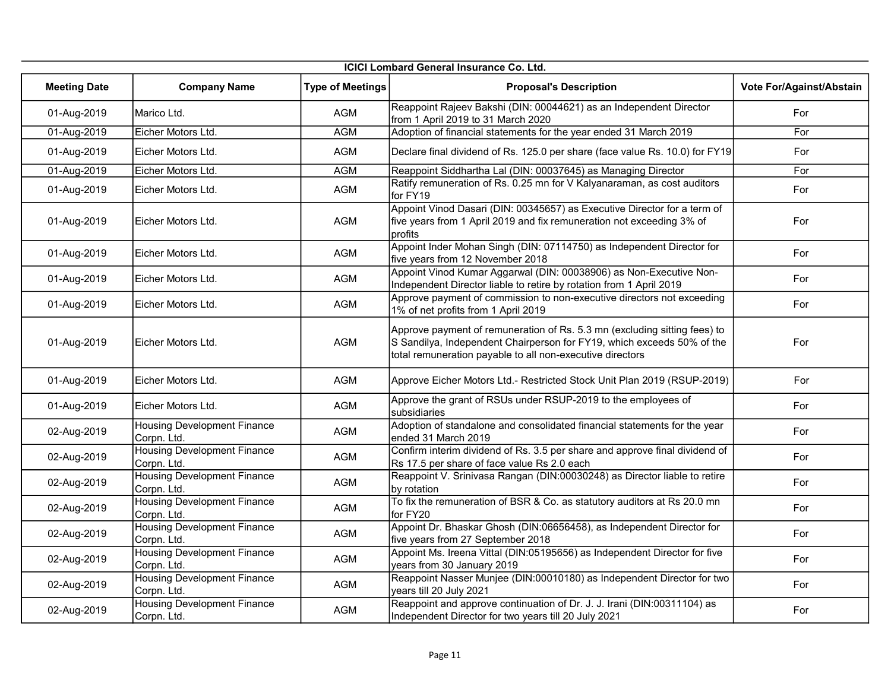| ICICI Lombard General Insurance Co. Ltd. | | | | |
|---|---|---|---|---|
| **Meeting Date** | **Company Name** | **Type of Meetings** | **Proposal's Description** | **Vote For/Against/Abstain** |
| 01-Aug-2019 | Marico Ltd. | AGM | Reappoint Rajeev Bakshi (DIN: 00044621) as an Independent Director from 1 April 2019 to 31 March 2020 | For |
| 01-Aug-2019 | Eicher Motors Ltd. | AGM | Adoption of financial statements for the year ended 31 March 2019 | For |
| 01-Aug-2019 | Eicher Motors Ltd. | AGM | Declare final dividend of Rs. 125.0 per share (face value Rs. 10.0) for FY19 | For |
| 01-Aug-2019 | Eicher Motors Ltd. | AGM | Reappoint Siddhartha Lal (DIN: 00037645) as Managing Director | For |
| 01-Aug-2019 | Eicher Motors Ltd. | AGM | Ratify remuneration of Rs. 0.25 mn for V Kalyanaraman, as cost auditors for FY19 | For |
| 01-Aug-2019 | Eicher Motors Ltd. | AGM | Appoint Vinod Dasari (DIN: 00345657) as Executive Director for a term of five years from 1 April 2019 and fix remuneration not exceeding 3% of profits | For |
| 01-Aug-2019 | Eicher Motors Ltd. | AGM | Appoint Inder Mohan Singh (DIN: 07114750) as Independent Director for five years from 12 November 2018 | For |
| 01-Aug-2019 | Eicher Motors Ltd. | AGM | Appoint Vinod Kumar Aggarwal (DIN: 00038906) as Non-Executive Non-Independent Director liable to retire by rotation from 1 April 2019 | For |
| 01-Aug-2019 | Eicher Motors Ltd. | AGM | Approve payment of commission to non-executive directors not exceeding 1% of net profits from 1 April 2019 | For |
| 01-Aug-2019 | Eicher Motors Ltd. | AGM | Approve payment of remuneration of Rs. 5.3 mn (excluding sitting fees) to S Sandilya, Independent Chairperson for FY19, which exceeds 50% of the total remuneration payable to all non-executive directors | For |
| 01-Aug-2019 | Eicher Motors Ltd. | AGM | Approve Eicher Motors Ltd.- Restricted Stock Unit Plan 2019 (RSUP-2019) | For |
| 01-Aug-2019 | Eicher Motors Ltd. | AGM | Approve the grant of RSUs under RSUP-2019 to the employees of subsidiaries | For |
| 02-Aug-2019 | Housing Development Finance Corpn. Ltd. | AGM | Adoption of standalone and consolidated financial statements for the year ended 31 March 2019 | For |
| 02-Aug-2019 | Housing Development Finance Corpn. Ltd. | AGM | Confirm interim dividend of Rs. 3.5 per share and approve final dividend of Rs 17.5 per share of face value Rs 2.0 each | For |
| 02-Aug-2019 | Housing Development Finance Corpn. Ltd. | AGM | Reappoint V. Srinivasa Rangan (DIN:00030248) as Director liable to retire by rotation | For |
| 02-Aug-2019 | Housing Development Finance Corpn. Ltd. | AGM | To fix the remuneration of BSR & Co. as statutory auditors at Rs 20.0 mn for FY20 | For |
| 02-Aug-2019 | Housing Development Finance Corpn. Ltd. | AGM | Appoint Dr. Bhaskar Ghosh (DIN:06656458), as Independent Director for five years from 27 September 2018 | For |
| 02-Aug-2019 | Housing Development Finance Corpn. Ltd. | AGM | Appoint Ms. Ireena Vittal (DIN:05195656) as Independent Director for five years from 30 January 2019 | For |
| 02-Aug-2019 | Housing Development Finance Corpn. Ltd. | AGM | Reappoint Nasser Munjee (DIN:00010180) as Independent Director for two years till 20 July 2021 | For |
| 02-Aug-2019 | Housing Development Finance Corpn. Ltd. | AGM | Reappoint and approve continuation of Dr. J. J. Irani (DIN:00311104) as Independent Director for two years till 20 July 2021 | For |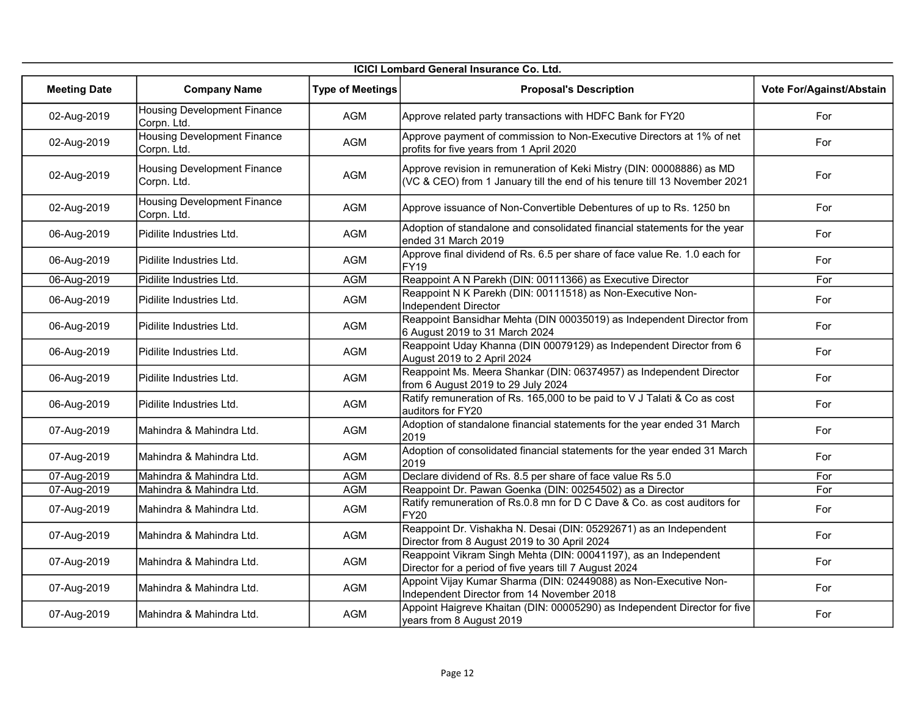| ICICI Lombard General Insurance Co. Ltd. | | | | |
|---|---|---|---|---|
| **Meeting Date** | **Company Name** | **Type of Meetings** | **Proposal's Description** | **Vote For/Against/Abstain** |
| 02-Aug-2019 | Housing Development Finance Corpn. Ltd. | AGM | Approve related party transactions with HDFC Bank for FY20 | For |
| 02-Aug-2019 | Housing Development Finance Corpn. Ltd. | AGM | Approve payment of commission to Non-Executive Directors at 1% of net profits for five years from 1 April 2020 | For |
| 02-Aug-2019 | Housing Development Finance Corpn. Ltd. | AGM | Approve revision in remuneration of Keki Mistry (DIN: 00008886) as MD (VC & CEO) from 1 January till the end of his tenure till 13 November 2021 | For |
| 02-Aug-2019 | Housing Development Finance Corpn. Ltd. | AGM | Approve issuance of Non-Convertible Debentures of up to Rs. 1250 bn | For |
| 06-Aug-2019 | Pidilite Industries Ltd. | AGM | Adoption of standalone and consolidated financial statements for the year ended 31 March 2019 | For |
| 06-Aug-2019 | Pidilite Industries Ltd. | AGM | Approve final dividend of Rs. 6.5 per share of face value Re. 1.0 each for FY19 | For |
| 06-Aug-2019 | Pidilite Industries Ltd. | AGM | Reappoint A N Parekh (DIN: 00111366) as Executive Director | For |
| 06-Aug-2019 | Pidilite Industries Ltd. | AGM | Reappoint N K Parekh (DIN: 00111518) as Non-Executive Non-Independent Director | For |
| 06-Aug-2019 | Pidilite Industries Ltd. | AGM | Reappoint Bansidhar Mehta (DIN 00035019) as Independent Director from 6 August 2019 to 31 March 2024 | For |
| 06-Aug-2019 | Pidilite Industries Ltd. | AGM | Reappoint Uday Khanna (DIN 00079129) as Independent Director from 6 August 2019 to 2 April 2024 | For |
| 06-Aug-2019 | Pidilite Industries Ltd. | AGM | Reappoint Ms. Meera Shankar (DIN: 06374957) as Independent Director from 6 August 2019 to 29 July 2024 | For |
| 06-Aug-2019 | Pidilite Industries Ltd. | AGM | Ratify remuneration of Rs. 165,000 to be paid to V J Talati & Co as cost auditors for FY20 | For |
| 07-Aug-2019 | Mahindra & Mahindra Ltd. | AGM | Adoption of standalone financial statements for the year ended 31 March 2019 | For |
| 07-Aug-2019 | Mahindra & Mahindra Ltd. | AGM | Adoption of consolidated financial statements for the year ended 31 March 2019 | For |
| 07-Aug-2019 | Mahindra & Mahindra Ltd. | AGM | Declare dividend of Rs. 8.5 per share of face value Rs 5.0 | For |
| 07-Aug-2019 | Mahindra & Mahindra Ltd. | AGM | Reappoint Dr. Pawan Goenka (DIN: 00254502) as a Director | For |
| 07-Aug-2019 | Mahindra & Mahindra Ltd. | AGM | Ratify remuneration of Rs.0.8 mn for D C Dave & Co. as cost auditors for FY20 | For |
| 07-Aug-2019 | Mahindra & Mahindra Ltd. | AGM | Reappoint Dr. Vishakha N. Desai (DIN: 05292671) as an Independent Director from 8 August 2019 to 30 April 2024 | For |
| 07-Aug-2019 | Mahindra & Mahindra Ltd. | AGM | Reappoint Vikram Singh Mehta (DIN: 00041197), as an Independent Director for a period of five years till 7 August 2024 | For |
| 07-Aug-2019 | Mahindra & Mahindra Ltd. | AGM | Appoint Vijay Kumar Sharma (DIN: 02449088) as Non-Executive Non-Independent Director from 14 November 2018 | For |
| 07-Aug-2019 | Mahindra & Mahindra Ltd. | AGM | Appoint Haigreve Khaitan (DIN: 00005290) as Independent Director for five years from 8 August 2019 | For |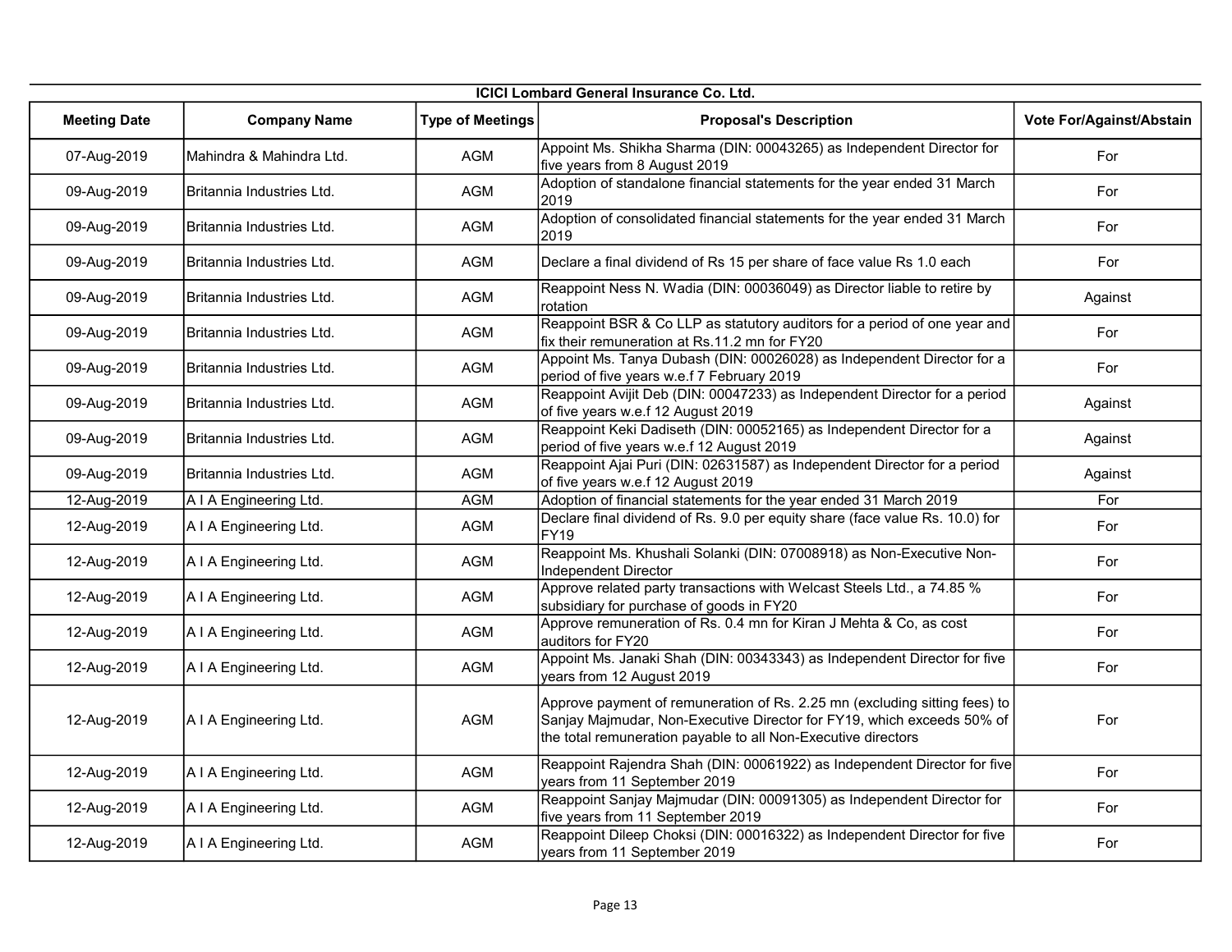**ICICI Lombard General Insurance Co. Ltd.**

| Meeting Date | Company Name | Type of Meetings | Proposal's Description | Vote For/Against/Abstain |
|---|---|---|---|---|
| 07-Aug-2019 | Mahindra & Mahindra Ltd. | AGM | Appoint Ms. Shikha Sharma (DIN: 00043265) as Independent Director for five years from 8 August 2019 | For |
| 09-Aug-2019 | Britannia Industries Ltd. | AGM | Adoption of standalone financial statements for the year ended 31 March 2019 | For |
| 09-Aug-2019 | Britannia Industries Ltd. | AGM | Adoption of consolidated financial statements for the year ended 31 March 2019 | For |
| 09-Aug-2019 | Britannia Industries Ltd. | AGM | Declare a final dividend of Rs 15 per share of face value Rs 1.0 each | For |
| 09-Aug-2019 | Britannia Industries Ltd. | AGM | Reappoint Ness N. Wadia (DIN: 00036049) as Director liable to retire by rotation | Against |
| 09-Aug-2019 | Britannia Industries Ltd. | AGM | Reappoint BSR & Co LLP as statutory auditors for a period of one year and fix their remuneration at Rs.11.2 mn for FY20 | For |
| 09-Aug-2019 | Britannia Industries Ltd. | AGM | Appoint Ms. Tanya Dubash (DIN: 00026028) as Independent Director for a period of five years w.e.f 7 February 2019 | For |
| 09-Aug-2019 | Britannia Industries Ltd. | AGM | Reappoint Avijit Deb (DIN: 00047233) as Independent Director for a period of five years w.e.f 12 August 2019 | Against |
| 09-Aug-2019 | Britannia Industries Ltd. | AGM | Reappoint Keki Dadiseth (DIN: 00052165) as Independent Director for a period of five years w.e.f 12 August 2019 | Against |
| 09-Aug-2019 | Britannia Industries Ltd. | AGM | Reappoint Ajai Puri (DIN: 02631587) as Independent Director for a period of five years w.e.f 12 August 2019 | Against |
| 12-Aug-2019 | A I A Engineering Ltd. | AGM | Adoption of financial statements for the year ended 31 March 2019 | For |
| 12-Aug-2019 | A I A Engineering Ltd. | AGM | Declare final dividend of Rs. 9.0 per equity share (face value Rs. 10.0) for FY19 | For |
| 12-Aug-2019 | A I A Engineering Ltd. | AGM | Reappoint Ms. Khushali Solanki (DIN: 07008918) as Non-Executive Non-Independent Director | For |
| 12-Aug-2019 | A I A Engineering Ltd. | AGM | Approve related party transactions with Welcast Steels Ltd., a 74.85 % subsidiary for purchase of goods in FY20 | For |
| 12-Aug-2019 | A I A Engineering Ltd. | AGM | Approve remuneration of Rs. 0.4 mn for Kiran J Mehta & Co, as cost auditors for FY20 | For |
| 12-Aug-2019 | A I A Engineering Ltd. | AGM | Appoint Ms. Janaki Shah (DIN: 00343343) as Independent Director for five years from 12 August 2019 | For |
| 12-Aug-2019 | A I A Engineering Ltd. | AGM | Approve payment of remuneration of Rs. 2.25 mn (excluding sitting fees) to Sanjay Majmudar, Non-Executive Director for FY19, which exceeds 50% of the total remuneration payable to all Non-Executive directors | For |
| 12-Aug-2019 | A I A Engineering Ltd. | AGM | Reappoint Rajendra Shah (DIN: 00061922) as Independent Director for five years from 11 September 2019 | For |
| 12-Aug-2019 | A I A Engineering Ltd. | AGM | Reappoint Sanjay Majmudar (DIN: 00091305) as Independent Director for five years from 11 September 2019 | For |
| 12-Aug-2019 | A I A Engineering Ltd. | AGM | Reappoint Dileep Choksi (DIN: 00016322) as Independent Director for five years from 11 September 2019 | For |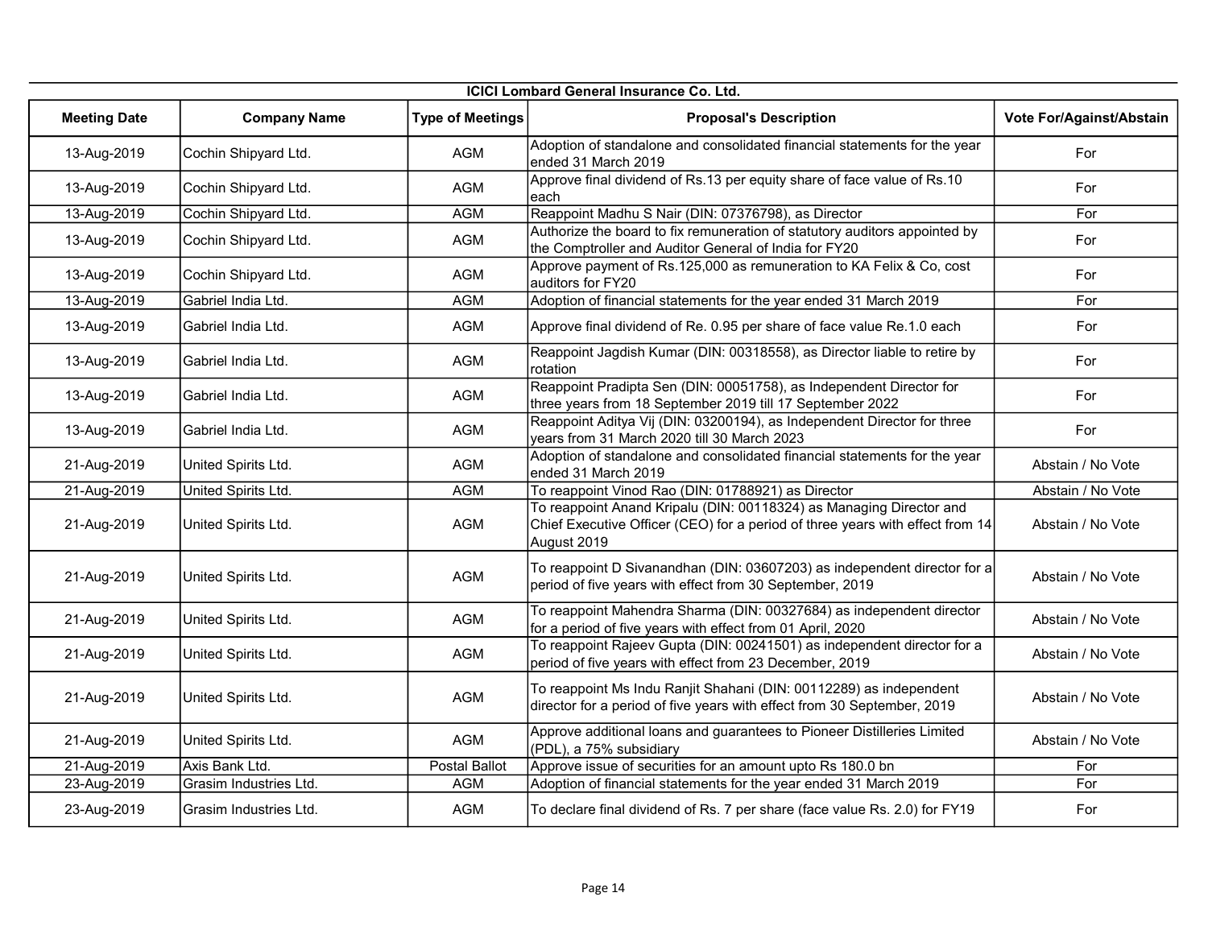**ICICI Lombard General Insurance Co. Ltd.**

| Meeting Date | Company Name | Type of Meetings | Proposal's Description | Vote For/Against/Abstain |
|---|---|---|---|---|
| 13-Aug-2019 | Cochin Shipyard Ltd. | AGM | Adoption of standalone and consolidated financial statements for the year ended 31 March 2019 | For |
| 13-Aug-2019 | Cochin Shipyard Ltd. | AGM | Approve final dividend of Rs.13 per equity share of face value of Rs.10 each | For |
| 13-Aug-2019 | Cochin Shipyard Ltd. | AGM | Reappoint Madhu S Nair (DIN: 07376798), as Director | For |
| 13-Aug-2019 | Cochin Shipyard Ltd. | AGM | Authorize the board to fix remuneration of statutory auditors appointed by the Comptroller and Auditor General of India for FY20 | For |
| 13-Aug-2019 | Cochin Shipyard Ltd. | AGM | Approve payment of Rs.125,000 as remuneration to KA Felix & Co, cost auditors for FY20 | For |
| 13-Aug-2019 | Gabriel India Ltd. | AGM | Adoption of financial statements for the year ended 31 March 2019 | For |
| 13-Aug-2019 | Gabriel India Ltd. | AGM | Approve final dividend of Re. 0.95 per share of face value Re.1.0 each | For |
| 13-Aug-2019 | Gabriel India Ltd. | AGM | Reappoint Jagdish Kumar (DIN: 00318558), as Director liable to retire by rotation | For |
| 13-Aug-2019 | Gabriel India Ltd. | AGM | Reappoint Pradipta Sen (DIN: 00051758), as Independent Director for three years from 18 September 2019 till 17 September 2022 | For |
| 13-Aug-2019 | Gabriel India Ltd. | AGM | Reappoint Aditya Vij (DIN: 03200194), as Independent Director for three years from 31 March 2020 till 30 March 2023 | For |
| 21-Aug-2019 | United Spirits Ltd. | AGM | Adoption of standalone and consolidated financial statements for the year ended 31 March 2019 | Abstain / No Vote |
| 21-Aug-2019 | United Spirits Ltd. | AGM | To reappoint Vinod Rao (DIN: 01788921) as Director | Abstain / No Vote |
| 21-Aug-2019 | United Spirits Ltd. | AGM | To reappoint Anand Kripalu (DIN: 00118324) as Managing Director and Chief Executive Officer (CEO) for a period of three years with effect from 14 August 2019 | Abstain / No Vote |
| 21-Aug-2019 | United Spirits Ltd. | AGM | To reappoint D Sivanandhan (DIN: 03607203) as independent director for a period of five years with effect from 30 September, 2019 | Abstain / No Vote |
| 21-Aug-2019 | United Spirits Ltd. | AGM | To reappoint Mahendra Sharma (DIN: 00327684) as independent director for a period of five years with effect from 01 April, 2020 | Abstain / No Vote |
| 21-Aug-2019 | United Spirits Ltd. | AGM | To reappoint Rajeev Gupta (DIN: 00241501) as independent director for a period of five years with effect from 23 December, 2019 | Abstain / No Vote |
| 21-Aug-2019 | United Spirits Ltd. | AGM | To reappoint Ms Indu Ranjit Shahani (DIN: 00112289) as independent director for a period of five years with effect from 30 September, 2019 | Abstain / No Vote |
| 21-Aug-2019 | United Spirits Ltd. | AGM | Approve additional loans and guarantees to Pioneer Distilleries Limited (PDL), a 75% subsidiary | Abstain / No Vote |
| 21-Aug-2019 | Axis Bank Ltd. | Postal Ballot | Approve issue of securities for an amount upto Rs 180.0 bn | For |
| 23-Aug-2019 | Grasim Industries Ltd. | AGM | Adoption of financial statements for the year ended 31 March 2019 | For |
| 23-Aug-2019 | Grasim Industries Ltd. | AGM | To declare final dividend of Rs. 7 per share (face value Rs. 2.0) for FY19 | For |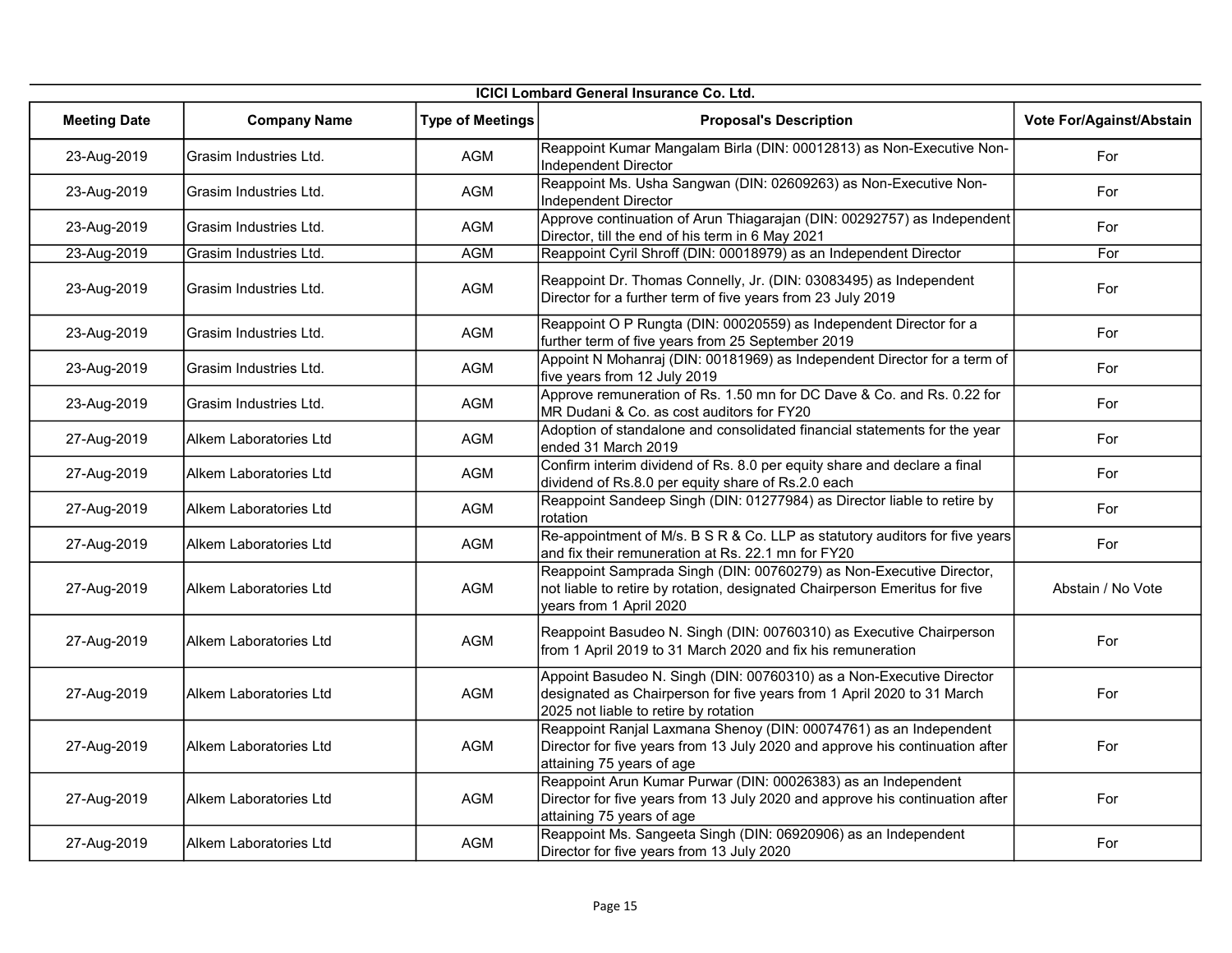## ICICI Lombard General Insurance Co. Ltd.

| Meeting Date | Company Name | Type of Meetings | Proposal's Description | Vote For/Against/Abstain |
|---|---|---|---|---|
| 23-Aug-2019 | Grasim Industries Ltd. | AGM | Reappoint Kumar Mangalam Birla (DIN: 00012813) as Non-Executive Non-Independent Director | For |
| 23-Aug-2019 | Grasim Industries Ltd. | AGM | Reappoint Ms. Usha Sangwan (DIN: 02609263) as Non-Executive Non-Independent Director | For |
| 23-Aug-2019 | Grasim Industries Ltd. | AGM | Approve continuation of Arun Thiagarajan (DIN: 00292757) as Independent Director, till the end of his term in 6 May 2021 | For |
| 23-Aug-2019 | Grasim Industries Ltd. | AGM | Reappoint Cyril Shroff (DIN: 00018979) as an Independent Director | For |
| 23-Aug-2019 | Grasim Industries Ltd. | AGM | Reappoint Dr. Thomas Connelly, Jr. (DIN: 03083495) as Independent Director for a further term of five years from 23 July 2019 | For |
| 23-Aug-2019 | Grasim Industries Ltd. | AGM | Reappoint O P Rungta (DIN: 00020559) as Independent Director for a further term of five years from 25 September 2019 | For |
| 23-Aug-2019 | Grasim Industries Ltd. | AGM | Appoint N Mohanraj (DIN: 00181969) as Independent Director for a term of five years from 12 July 2019 | For |
| 23-Aug-2019 | Grasim Industries Ltd. | AGM | Approve remuneration of Rs. 1.50 mn for DC Dave & Co. and Rs. 0.22 for MR Dudani & Co. as cost auditors for FY20 | For |
| 27-Aug-2019 | Alkem Laboratories Ltd | AGM | Adoption of standalone and consolidated financial statements for the year ended 31 March 2019 | For |
| 27-Aug-2019 | Alkem Laboratories Ltd | AGM | Confirm interim dividend of Rs. 8.0 per equity share and declare a final dividend of Rs.8.0 per equity share of Rs.2.0 each | For |
| 27-Aug-2019 | Alkem Laboratories Ltd | AGM | Reappoint Sandeep Singh (DIN: 01277984) as Director liable to retire by rotation | For |
| 27-Aug-2019 | Alkem Laboratories Ltd | AGM | Re-appointment of M/s. B S R & Co. LLP as statutory auditors for five years and fix their remuneration at Rs. 22.1 mn for FY20 | For |
| 27-Aug-2019 | Alkem Laboratories Ltd | AGM | Reappoint Samprada Singh (DIN: 00760279) as Non-Executive Director, not liable to retire by rotation, designated Chairperson Emeritus for five years from 1 April 2020 | Abstain / No Vote |
| 27-Aug-2019 | Alkem Laboratories Ltd | AGM | Reappoint Basudeo N. Singh (DIN: 00760310) as Executive Chairperson from 1 April 2019 to 31 March 2020 and fix his remuneration | For |
| 27-Aug-2019 | Alkem Laboratories Ltd | AGM | Appoint Basudeo N. Singh (DIN: 00760310) as a Non-Executive Director designated as Chairperson for five years from 1 April 2020 to 31 March 2025 not liable to retire by rotation | For |
| 27-Aug-2019 | Alkem Laboratories Ltd | AGM | Reappoint Ranjal Laxmana Shenoy (DIN: 00074761) as an Independent Director for five years from 13 July 2020 and approve his continuation after attaining 75 years of age | For |
| 27-Aug-2019 | Alkem Laboratories Ltd | AGM | Reappoint Arun Kumar Purwar (DIN: 00026383) as an Independent Director for five years from 13 July 2020 and approve his continuation after attaining 75 years of age | For |
| 27-Aug-2019 | Alkem Laboratories Ltd | AGM | Reappoint Ms. Sangeeta Singh (DIN: 06920906) as an Independent Director for five years from 13 July 2020 | For |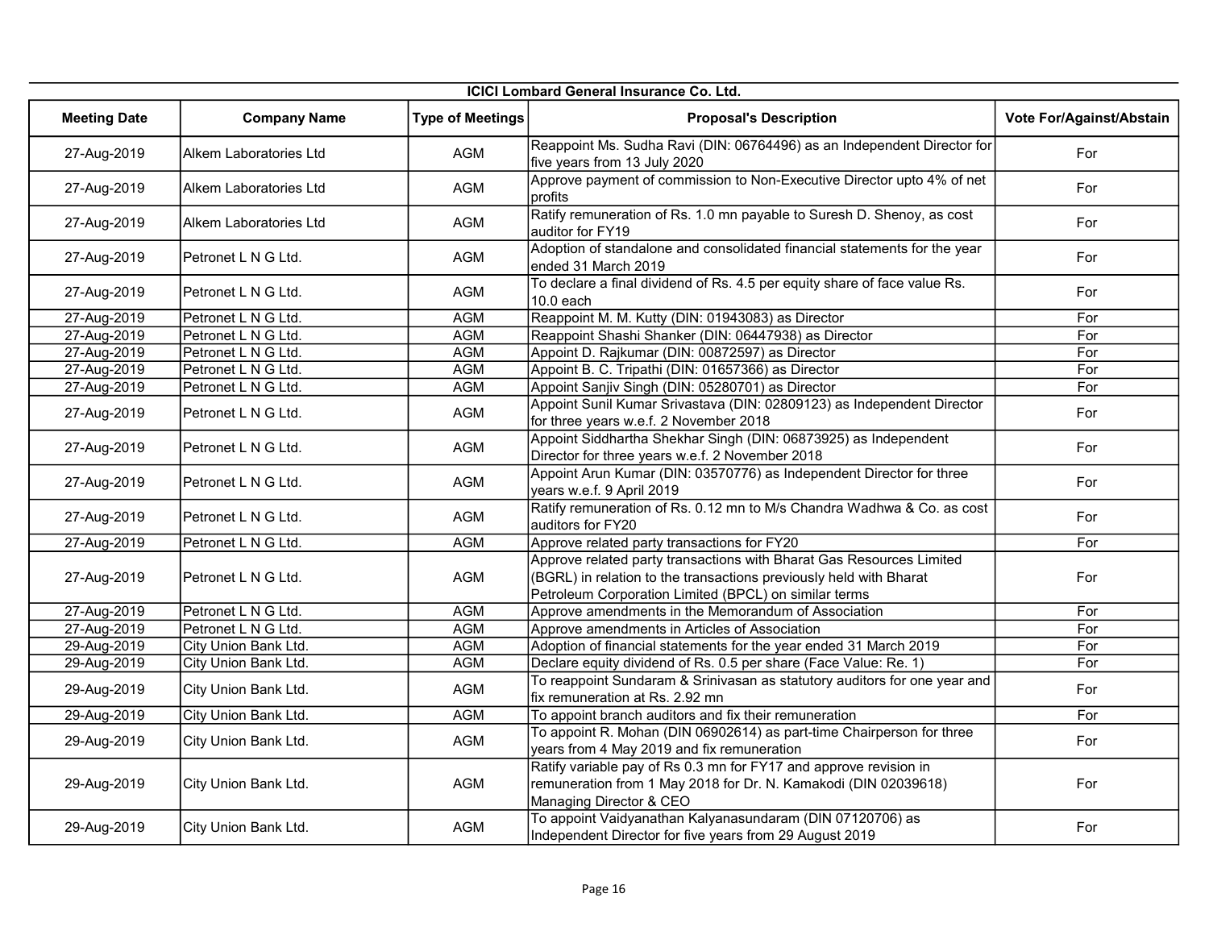| ICICI Lombard General Insurance Co. Ltd. | | | | |
|---|---|---|---|---|
| **Meeting Date** | **Company Name** | **Type of Meetings** | **Proposal's Description** | **Vote For/Against/Abstain** |
| 27-Aug-2019 | Alkem Laboratories Ltd | AGM | Reappoint Ms. Sudha Ravi (DIN: 06764496) as an Independent Director for five years from 13 July 2020 | For |
| 27-Aug-2019 | Alkem Laboratories Ltd | AGM | Approve payment of commission to Non-Executive Director upto 4% of net profits | For |
| 27-Aug-2019 | Alkem Laboratories Ltd | AGM | Ratify remuneration of Rs. 1.0 mn payable to Suresh D. Shenoy, as cost auditor for FY19 | For |
| 27-Aug-2019 | Petronet L N G Ltd. | AGM | Adoption of standalone and consolidated financial statements for the year ended 31 March 2019 | For |
| 27-Aug-2019 | Petronet L N G Ltd. | AGM | To declare a final dividend of Rs. 4.5 per equity share of face value Rs. 10.0 each | For |
| 27-Aug-2019 | Petronet L N G Ltd. | AGM | Reappoint M. M. Kutty (DIN: 01943083) as Director | For |
| 27-Aug-2019 | Petronet L N G Ltd. | AGM | Reappoint Shashi Shanker (DIN: 06447938) as Director | For |
| 27-Aug-2019 | Petronet L N G Ltd. | AGM | Appoint D. Rajkumar (DIN: 00872597) as Director | For |
| 27-Aug-2019 | Petronet L N G Ltd. | AGM | Appoint B. C. Tripathi (DIN: 01657366) as Director | For |
| 27-Aug-2019 | Petronet L N G Ltd. | AGM | Appoint Sanjiv Singh (DIN: 05280701) as Director | For |
| 27-Aug-2019 | Petronet L N G Ltd. | AGM | Appoint Sunil Kumar Srivastava (DIN: 02809123) as Independent Director for three years w.e.f. 2 November 2018 | For |
| 27-Aug-2019 | Petronet L N G Ltd. | AGM | Appoint Siddhartha Shekhar Singh (DIN: 06873925) as Independent Director for three years w.e.f. 2 November 2018 | For |
| 27-Aug-2019 | Petronet L N G Ltd. | AGM | Appoint Arun Kumar (DIN: 03570776) as Independent Director for three years w.e.f. 9 April 2019 | For |
| 27-Aug-2019 | Petronet L N G Ltd. | AGM | Ratify remuneration of Rs. 0.12 mn to M/s Chandra Wadhwa & Co. as cost auditors for FY20 | For |
| 27-Aug-2019 | Petronet L N G Ltd. | AGM | Approve related party transactions for FY20 | For |
| 27-Aug-2019 | Petronet L N G Ltd. | AGM | Approve related party transactions with Bharat Gas Resources Limited (BGRL) in relation to the transactions previously held with Bharat Petroleum Corporation Limited (BPCL) on similar terms | For |
| 27-Aug-2019 | Petronet L N G Ltd. | AGM | Approve amendments in the Memorandum of Association | For |
| 27-Aug-2019 | Petronet L N G Ltd. | AGM | Approve amendments in Articles of Association | For |
| 29-Aug-2019 | City Union Bank Ltd. | AGM | Adoption of financial statements for the year ended 31 March 2019 | For |
| 29-Aug-2019 | City Union Bank Ltd. | AGM | Declare equity dividend of Rs. 0.5 per share (Face Value: Re. 1) | For |
| 29-Aug-2019 | City Union Bank Ltd. | AGM | To reappoint Sundaram & Srinivasan as statutory auditors for one year and fix remuneration at Rs. 2.92 mn | For |
| 29-Aug-2019 | City Union Bank Ltd. | AGM | To appoint branch auditors and fix their remuneration | For |
| 29-Aug-2019 | City Union Bank Ltd. | AGM | To appoint R. Mohan (DIN 06902614) as part-time Chairperson for three years from 4 May 2019 and fix remuneration | For |
| 29-Aug-2019 | City Union Bank Ltd. | AGM | Ratify variable pay of Rs 0.3 mn for FY17 and approve revision in remuneration from 1 May 2018 for Dr. N. Kamakodi (DIN 02039618) Managing Director & CEO | For |
| 29-Aug-2019 | City Union Bank Ltd. | AGM | To appoint Vaidyanathan Kalyanasundaram (DIN 07120706) as Independent Director for five years from 29 August 2019 | For |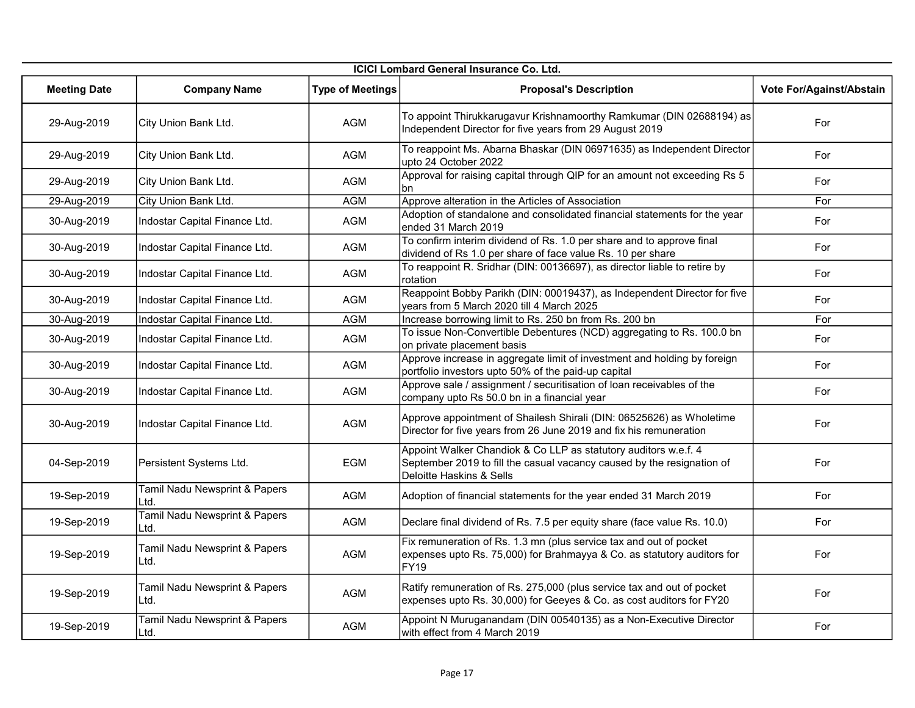| ICICI Lombard General Insurance Co. Ltd. | | | | |
|---|---|---|---|---|
| **Meeting Date** | **Company Name** | **Type of Meetings** | **Proposal's Description** | **Vote For/Against/Abstain** |
| 29-Aug-2019 | City Union Bank Ltd. | AGM | To appoint Thirukkarugavur Krishnamoorthy Ramkumar (DIN 02688194) as Independent Director for five years from 29 August 2019 | For |
| 29-Aug-2019 | City Union Bank Ltd. | AGM | To reappoint Ms. Abarna Bhaskar (DIN 06971635) as Independent Director upto 24 October 2022 | For |
| 29-Aug-2019 | City Union Bank Ltd. | AGM | Approval for raising capital through QIP for an amount not exceeding Rs 5 bn | For |
| 29-Aug-2019 | City Union Bank Ltd. | AGM | Approve alteration in the Articles of Association | For |
| 30-Aug-2019 | Indostar Capital Finance Ltd. | AGM | Adoption of standalone and consolidated financial statements for the year ended 31 March 2019 | For |
| 30-Aug-2019 | Indostar Capital Finance Ltd. | AGM | To confirm interim dividend of Rs. 1.0 per share and to approve final dividend of Rs 1.0 per share of face value Rs. 10 per share | For |
| 30-Aug-2019 | Indostar Capital Finance Ltd. | AGM | To reappoint R. Sridhar (DIN: 00136697), as director liable to retire by rotation | For |
| 30-Aug-2019 | Indostar Capital Finance Ltd. | AGM | Reappoint Bobby Parikh (DIN: 00019437), as Independent Director for five years from 5 March 2020 till 4 March 2025 | For |
| 30-Aug-2019 | Indostar Capital Finance Ltd. | AGM | Increase borrowing limit to Rs. 250 bn from Rs. 200 bn | For |
| 30-Aug-2019 | Indostar Capital Finance Ltd. | AGM | To issue Non-Convertible Debentures (NCD) aggregating to Rs. 100.0 bn on private placement basis | For |
| 30-Aug-2019 | Indostar Capital Finance Ltd. | AGM | Approve increase in aggregate limit of investment and holding by foreign portfolio investors upto 50% of the paid-up capital | For |
| 30-Aug-2019 | Indostar Capital Finance Ltd. | AGM | Approve sale / assignment / securitisation of loan receivables of the company upto Rs 50.0 bn in a financial year | For |
| 30-Aug-2019 | Indostar Capital Finance Ltd. | AGM | Approve appointment of Shailesh Shirali (DIN: 06525626) as Wholetime Director for five years from 26 June 2019 and fix his remuneration | For |
| 04-Sep-2019 | Persistent Systems Ltd. | EGM | Appoint Walker Chandiok & Co LLP as statutory auditors w.e.f. 4 September 2019 to fill the casual vacancy caused by the resignation of Deloitte Haskins & Sells | For |
| 19-Sep-2019 | Tamil Nadu Newsprint & Papers Ltd. | AGM | Adoption of financial statements for the year ended 31 March 2019 | For |
| 19-Sep-2019 | Tamil Nadu Newsprint & Papers Ltd. | AGM | Declare final dividend of Rs. 7.5 per equity share (face value Rs. 10.0) | For |
| 19-Sep-2019 | Tamil Nadu Newsprint & Papers Ltd. | AGM | Fix remuneration of Rs. 1.3 mn (plus service tax and out of pocket expenses upto Rs. 75,000) for Brahmayya & Co. as statutory auditors for FY19 | For |
| 19-Sep-2019 | Tamil Nadu Newsprint & Papers Ltd. | AGM | Ratify remuneration of Rs. 275,000 (plus service tax and out of pocket expenses upto Rs. 30,000) for Geeyes & Co. as cost auditors for FY20 | For |
| 19-Sep-2019 | Tamil Nadu Newsprint & Papers Ltd. | AGM | Appoint N Muruganandam (DIN 00540135) as a Non-Executive Director with effect from 4 March 2019 | For |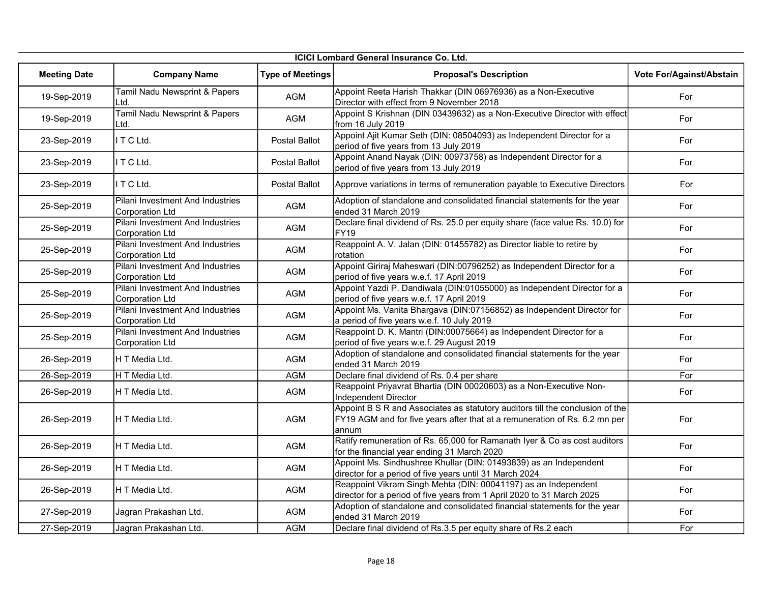**ICICI Lombard General Insurance Co. Ltd.**

| Meeting Date | Company Name | Type of Meetings | Proposal's Description | Vote For/Against/Abstain |
|---|---|---|---|---|
| 19-Sep-2019 | Tamil Nadu Newsprint & Papers Ltd. | AGM | Appoint Reeta Harish Thakkar (DIN 06976936) as a Non-Executive Director with effect from 9 November 2018 | For |
| 19-Sep-2019 | Tamil Nadu Newsprint & Papers Ltd. | AGM | Appoint S Krishnan (DIN 03439632) as a Non-Executive Director with effect from 16 July 2019 | For |
| 23-Sep-2019 | I T C Ltd. | Postal Ballot | Appoint Ajit Kumar Seth (DIN: 08504093) as Independent Director for a period of five years from 13 July 2019 | For |
| 23-Sep-2019 | I T C Ltd. | Postal Ballot | Appoint Anand Nayak (DIN: 00973758) as Independent Director for a period of five years from 13 July 2019 | For |
| 23-Sep-2019 | I T C Ltd. | Postal Ballot | Approve variations in terms of remuneration payable to Executive Directors | For |
| 25-Sep-2019 | Pilani Investment And Industries Corporation Ltd | AGM | Adoption of standalone and consolidated financial statements for the year ended 31 March 2019 | For |
| 25-Sep-2019 | Pilani Investment And Industries Corporation Ltd | AGM | Declare final dividend of Rs. 25.0 per equity share (face value Rs. 10.0) for FY19 | For |
| 25-Sep-2019 | Pilani Investment And Industries Corporation Ltd | AGM | Reappoint A. V. Jalan (DIN: 01455782) as Director liable to retire by rotation | For |
| 25-Sep-2019 | Pilani Investment And Industries Corporation Ltd | AGM | Appoint Giriraj Maheswari (DIN:00796252) as Independent Director for a period of five years w.e.f. 17 April 2019 | For |
| 25-Sep-2019 | Pilani Investment And Industries Corporation Ltd | AGM | Appoint Yazdi P. Dandiwala (DIN:01055000) as Independent Director for a period of five years w.e.f. 17 April 2019 | For |
| 25-Sep-2019 | Pilani Investment And Industries Corporation Ltd | AGM | Appoint Ms. Vanita Bhargava (DIN:07156852) as Independent Director for a period of five years w.e.f. 10 July 2019 | For |
| 25-Sep-2019 | Pilani Investment And Industries Corporation Ltd | AGM | Reappoint D. K. Mantri (DIN:00075664) as Independent Director for a period of five years w.e.f. 29 August 2019 | For |
| 26-Sep-2019 | H T Media Ltd. | AGM | Adoption of standalone and consolidated financial statements for the year ended 31 March 2019 | For |
| 26-Sep-2019 | H T Media Ltd. | AGM | Declare final dividend of Rs. 0.4 per share | For |
| 26-Sep-2019 | H T Media Ltd. | AGM | Reappoint Priyavrat Bhartia (DIN 00020603) as a Non-Executive Non-Independent Director | For |
| 26-Sep-2019 | H T Media Ltd. | AGM | Appoint B S R and Associates as statutory auditors till the conclusion of the FY19 AGM and for five years after that at a remuneration of Rs. 6.2 mn per annum | For |
| 26-Sep-2019 | H T Media Ltd. | AGM | Ratify remuneration of Rs. 65,000 for Ramanath Iyer & Co as cost auditors for the financial year ending 31 March 2020 | For |
| 26-Sep-2019 | H T Media Ltd. | AGM | Appoint Ms. Sindhushree Khullar (DIN: 01493839) as an Independent director for a period of five years until 31 March 2024 | For |
| 26-Sep-2019 | H T Media Ltd. | AGM | Reappoint Vikram Singh Mehta (DIN: 00041197) as an Independent director for a period of five years from 1 April 2020 to 31 March 2025 | For |
| 27-Sep-2019 | Jagran Prakashan Ltd. | AGM | Adoption of standalone and consolidated financial statements for the year ended 31 March 2019 | For |
| 27-Sep-2019 | Jagran Prakashan Ltd. | AGM | Declare final dividend of Rs.3.5 per equity share of Rs.2 each | For |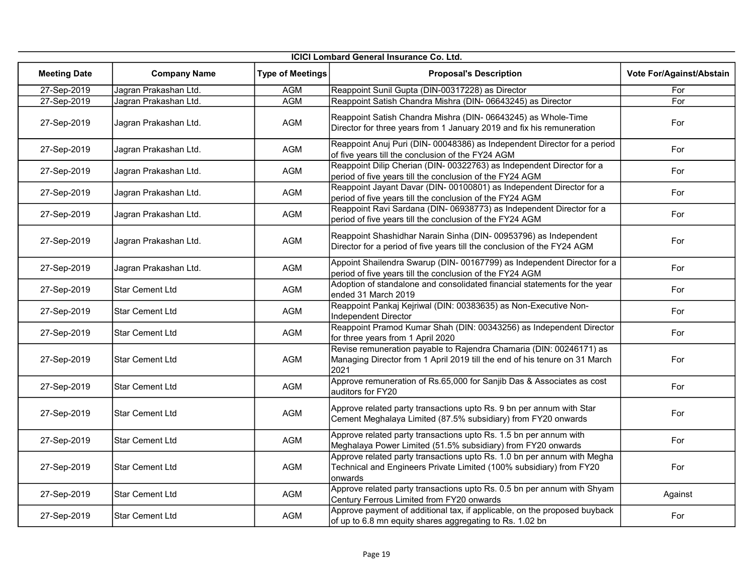**ICICI Lombard General Insurance Co. Ltd.**

| Meeting Date | Company Name | Type of Meetings | Proposal's Description | Vote For/Against/Abstain |
|---|---|---|---|---|
| 27-Sep-2019 | Jagran Prakashan Ltd. | AGM | Reappoint Sunil Gupta (DIN-00317228) as Director | For |
| 27-Sep-2019 | Jagran Prakashan Ltd. | AGM | Reappoint Satish Chandra Mishra (DIN- 06643245) as Director | For |
| 27-Sep-2019 | Jagran Prakashan Ltd. | AGM | Reappoint Satish Chandra Mishra (DIN- 06643245) as Whole-Time Director for three years from 1 January 2019 and fix his remuneration | For |
| 27-Sep-2019 | Jagran Prakashan Ltd. | AGM | Reappoint Anuj Puri (DIN- 00048386) as Independent Director for a period of five years till the conclusion of the FY24 AGM | For |
| 27-Sep-2019 | Jagran Prakashan Ltd. | AGM | Reappoint Dilip Cherian (DIN- 00322763) as Independent Director for a period of five years till the conclusion of the FY24 AGM | For |
| 27-Sep-2019 | Jagran Prakashan Ltd. | AGM | Reappoint Jayant Davar (DIN- 00100801) as Independent Director for a period of five years till the conclusion of the FY24 AGM | For |
| 27-Sep-2019 | Jagran Prakashan Ltd. | AGM | Reappoint Ravi Sardana (DIN- 06938773) as Independent Director for a period of five years till the conclusion of the FY24 AGM | For |
| 27-Sep-2019 | Jagran Prakashan Ltd. | AGM | Reappoint Shashidhar Narain Sinha (DIN- 00953796) as Independent Director for a period of five years till the conclusion of the FY24 AGM | For |
| 27-Sep-2019 | Jagran Prakashan Ltd. | AGM | Appoint Shailendra Swarup (DIN- 00167799) as Independent Director for a period of five years till the conclusion of the FY24 AGM | For |
| 27-Sep-2019 | Star Cement Ltd | AGM | Adoption of standalone and consolidated financial statements for the year ended 31 March 2019 | For |
| 27-Sep-2019 | Star Cement Ltd | AGM | Reappoint Pankaj Kejriwal (DIN: 00383635) as Non-Executive Non-Independent Director | For |
| 27-Sep-2019 | Star Cement Ltd | AGM | Reappoint Pramod Kumar Shah (DIN: 00343256) as Independent Director for three years from 1 April 2020 | For |
| 27-Sep-2019 | Star Cement Ltd | AGM | Revise remuneration payable to Rajendra Chamaria (DIN: 00246171) as Managing Director from 1 April 2019 till the end of his tenure on 31 March 2021 | For |
| 27-Sep-2019 | Star Cement Ltd | AGM | Approve remuneration of Rs.65,000 for Sanjib Das & Associates as cost auditors for FY20 | For |
| 27-Sep-2019 | Star Cement Ltd | AGM | Approve related party transactions upto Rs. 9 bn per annum with Star Cement Meghalaya Limited (87.5% subsidiary) from FY20 onwards | For |
| 27-Sep-2019 | Star Cement Ltd | AGM | Approve related party transactions upto Rs. 1.5 bn per annum with Meghalaya Power Limited (51.5% subsidiary) from FY20 onwards | For |
| 27-Sep-2019 | Star Cement Ltd | AGM | Approve related party transactions upto Rs. 1.0 bn per annum with Megha Technical and Engineers Private Limited (100% subsidiary) from FY20 onwards | For |
| 27-Sep-2019 | Star Cement Ltd | AGM | Approve related party transactions upto Rs. 0.5 bn per annum with Shyam Century Ferrous Limited from FY20 onwards | Against |
| 27-Sep-2019 | Star Cement Ltd | AGM | Approve payment of additional tax, if applicable, on the proposed buyback of up to 6.8 mn equity shares aggregating to Rs. 1.02 bn | For |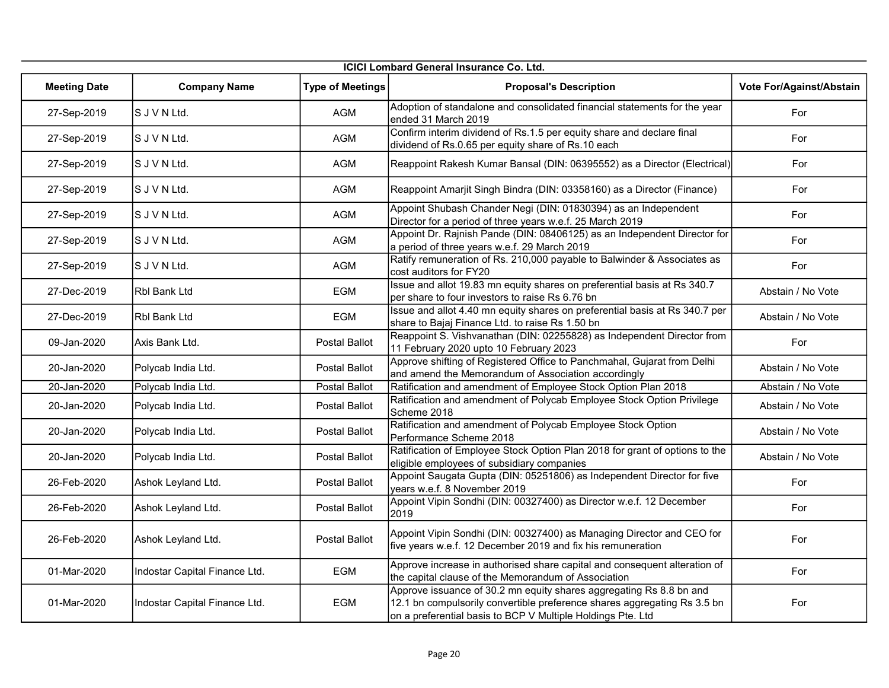**ICICI Lombard General Insurance Co. Ltd.**

| Meeting Date | Company Name | Type of Meetings | Proposal's Description | Vote For/Against/Abstain |
|---|---|---|---|---|
| 27-Sep-2019 | S J V N Ltd. | AGM | Adoption of standalone and consolidated financial statements for the year ended 31 March 2019 | For |
| 27-Sep-2019 | S J V N Ltd. | AGM | Confirm interim dividend of Rs.1.5 per equity share and declare final dividend of Rs.0.65 per equity share of Rs.10 each | For |
| 27-Sep-2019 | S J V N Ltd. | AGM | Reappoint Rakesh Kumar Bansal (DIN: 06395552) as a Director (Electrical) | For |
| 27-Sep-2019 | S J V N Ltd. | AGM | Reappoint Amarjit Singh Bindra (DIN: 03358160) as a Director (Finance) | For |
| 27-Sep-2019 | S J V N Ltd. | AGM | Appoint Shubash Chander Negi (DIN: 01830394) as an Independent Director for a period of three years w.e.f. 25 March 2019 | For |
| 27-Sep-2019 | S J V N Ltd. | AGM | Appoint Dr. Rajnish Pande (DIN: 08406125) as an Independent Director for a period of three years w.e.f. 29 March 2019 | For |
| 27-Sep-2019 | S J V N Ltd. | AGM | Ratify remuneration of Rs. 210,000 payable to Balwinder & Associates as cost auditors for FY20 | For |
| 27-Dec-2019 | Rbl Bank Ltd | EGM | Issue and allot 19.83 mn equity shares on preferential basis at Rs 340.7 per share to four investors to raise Rs 6.76 bn | Abstain / No Vote |
| 27-Dec-2019 | Rbl Bank Ltd | EGM | Issue and allot 4.40 mn equity shares on preferential basis at Rs 340.7 per share to Bajaj Finance Ltd. to raise Rs 1.50 bn | Abstain / No Vote |
| 09-Jan-2020 | Axis Bank Ltd. | Postal Ballot | Reappoint S. Vishvanathan (DIN: 02255828) as Independent Director from 11 February 2020 upto 10 February 2023 | For |
| 20-Jan-2020 | Polycab India Ltd. | Postal Ballot | Approve shifting of Registered Office to Panchmahal, Gujarat from Delhi and amend the Memorandum of Association accordingly | Abstain / No Vote |
| 20-Jan-2020 | Polycab India Ltd. | Postal Ballot | Ratification and amendment of Employee Stock Option Plan 2018 | Abstain / No Vote |
| 20-Jan-2020 | Polycab India Ltd. | Postal Ballot | Ratification and amendment of Polycab Employee Stock Option Privilege Scheme 2018 | Abstain / No Vote |
| 20-Jan-2020 | Polycab India Ltd. | Postal Ballot | Ratification and amendment of Polycab Employee Stock Option Performance Scheme 2018 | Abstain / No Vote |
| 20-Jan-2020 | Polycab India Ltd. | Postal Ballot | Ratification of Employee Stock Option Plan 2018 for grant of options to the eligible employees of subsidiary companies | Abstain / No Vote |
| 26-Feb-2020 | Ashok Leyland Ltd. | Postal Ballot | Appoint Saugata Gupta (DIN: 05251806) as Independent Director for five years w.e.f. 8 November 2019 | For |
| 26-Feb-2020 | Ashok Leyland Ltd. | Postal Ballot | Appoint Vipin Sondhi (DIN: 00327400) as Director w.e.f. 12 December 2019 | For |
| 26-Feb-2020 | Ashok Leyland Ltd. | Postal Ballot | Appoint Vipin Sondhi (DIN: 00327400) as Managing Director and CEO for five years w.e.f. 12 December 2019 and fix his remuneration | For |
| 01-Mar-2020 | Indostar Capital Finance Ltd. | EGM | Approve increase in authorised share capital and consequent alteration of the capital clause of the Memorandum of Association | For |
| 01-Mar-2020 | Indostar Capital Finance Ltd. | EGM | Approve issuance of 30.2 mn equity shares aggregating Rs 8.8 bn and 12.1 bn compulsorily convertible preference shares aggregating Rs 3.5 bn on a preferential basis to BCP V Multiple Holdings Pte. Ltd | For |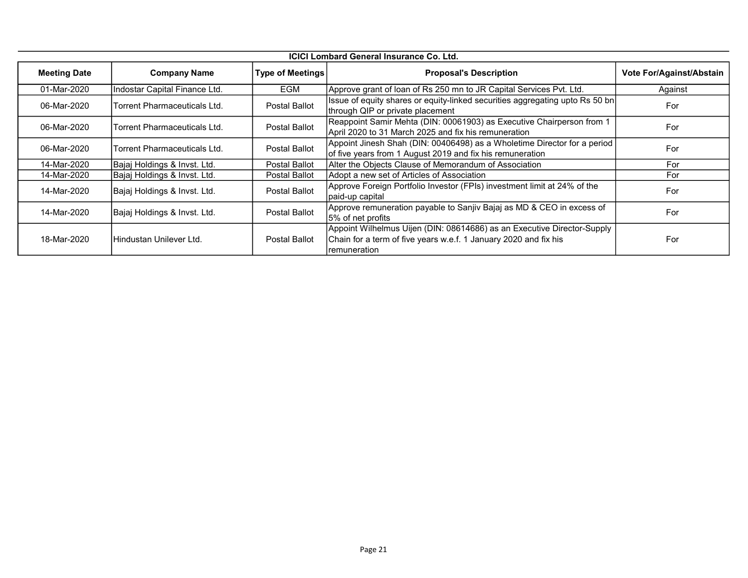**ICICI Lombard General Insurance Co. Ltd.**

| Meeting Date | Company Name | Type of Meetings | Proposal's Description | Vote For/Against/Abstain |
|---|---|---|---|---|
| 01-Mar-2020 | Indostar Capital Finance Ltd. | EGM | Approve grant of loan of Rs 250 mn to JR Capital Services Pvt. Ltd. | Against |
| 06-Mar-2020 | Torrent Pharmaceuticals Ltd. | Postal Ballot | Issue of equity shares or equity-linked securities aggregating upto Rs 50 bn through QIP or private placement | For |
| 06-Mar-2020 | Torrent Pharmaceuticals Ltd. | Postal Ballot | Reappoint Samir Mehta (DIN: 00061903) as Executive Chairperson from 1 April 2020 to 31 March 2025 and fix his remuneration | For |
| 06-Mar-2020 | Torrent Pharmaceuticals Ltd. | Postal Ballot | Appoint Jinesh Shah (DIN: 00406498) as a Wholetime Director for a period of five years from 1 August 2019 and fix his remuneration | For |
| 14-Mar-2020 | Bajaj Holdings & Invst. Ltd. | Postal Ballot | Alter the Objects Clause of Memorandum of Association | For |
| 14-Mar-2020 | Bajaj Holdings & Invst. Ltd. | Postal Ballot | Adopt a new set of Articles of Association | For |
| 14-Mar-2020 | Bajaj Holdings & Invst. Ltd. | Postal Ballot | Approve Foreign Portfolio Investor (FPIs) investment limit at 24% of the paid-up capital | For |
| 14-Mar-2020 | Bajaj Holdings & Invst. Ltd. | Postal Ballot | Approve remuneration payable to Sanjiv Bajaj as MD & CEO in excess of 5% of net profits | For |
| 18-Mar-2020 | Hindustan Unilever Ltd. | Postal Ballot | Appoint Wilhelmus Uijen (DIN: 08614686) as an Executive Director-Supply Chain for a term of five years w.e.f. 1 January 2020 and fix his remuneration | For |